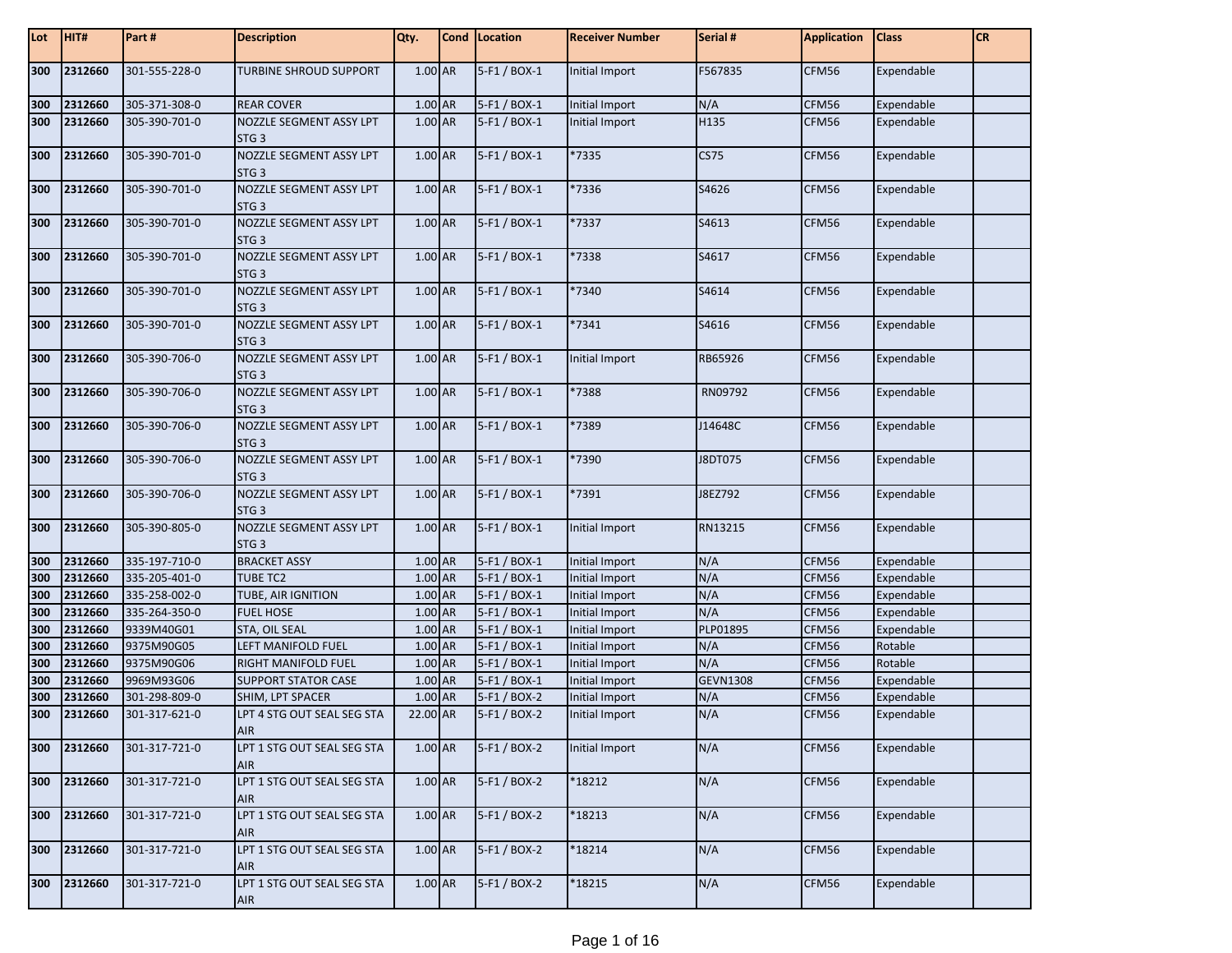| Lot | HIT# | Part # | Description | Qty. | Cond | Location | Receiver Number | Serial # | Application | Class | CR |
|---|---|---|---|---|---|---|---|---|---|---|---|
| 300 | 2312660 | 301-555-228-0 | TURBINE SHROUD SUPPORT | 1.00 | AR | 5-F1 / BOX-1 | Initial Import | F567835 | CFM56 | Expendable | |
| 300 | 2312660 | 305-371-308-0 | REAR COVER | 1.00 | AR | 5-F1 / BOX-1 | Initial Import | N/A | CFM56 | Expendable | |
| 300 | 2312660 | 305-390-701-0 | NOZZLE SEGMENT ASSY LPT STG 3 | 1.00 | AR | 5-F1 / BOX-1 | Initial Import | H135 | CFM56 | Expendable | |
| 300 | 2312660 | 305-390-701-0 | NOZZLE SEGMENT ASSY LPT STG 3 | 1.00 | AR | 5-F1 / BOX-1 | *7335 | CS75 | CFM56 | Expendable | |
| 300 | 2312660 | 305-390-701-0 | NOZZLE SEGMENT ASSY LPT STG 3 | 1.00 | AR | 5-F1 / BOX-1 | *7336 | S4626 | CFM56 | Expendable | |
| 300 | 2312660 | 305-390-701-0 | NOZZLE SEGMENT ASSY LPT STG 3 | 1.00 | AR | 5-F1 / BOX-1 | *7337 | S4613 | CFM56 | Expendable | |
| 300 | 2312660 | 305-390-701-0 | NOZZLE SEGMENT ASSY LPT STG 3 | 1.00 | AR | 5-F1 / BOX-1 | *7338 | S4617 | CFM56 | Expendable | |
| 300 | 2312660 | 305-390-701-0 | NOZZLE SEGMENT ASSY LPT STG 3 | 1.00 | AR | 5-F1 / BOX-1 | *7340 | S4614 | CFM56 | Expendable | |
| 300 | 2312660 | 305-390-701-0 | NOZZLE SEGMENT ASSY LPT STG 3 | 1.00 | AR | 5-F1 / BOX-1 | *7341 | S4616 | CFM56 | Expendable | |
| 300 | 2312660 | 305-390-706-0 | NOZZLE SEGMENT ASSY LPT STG 3 | 1.00 | AR | 5-F1 / BOX-1 | Initial Import | RB65926 | CFM56 | Expendable | |
| 300 | 2312660 | 305-390-706-0 | NOZZLE SEGMENT ASSY LPT STG 3 | 1.00 | AR | 5-F1 / BOX-1 | *7388 | RN09792 | CFM56 | Expendable | |
| 300 | 2312660 | 305-390-706-0 | NOZZLE SEGMENT ASSY LPT STG 3 | 1.00 | AR | 5-F1 / BOX-1 | *7389 | J14648C | CFM56 | Expendable | |
| 300 | 2312660 | 305-390-706-0 | NOZZLE SEGMENT ASSY LPT STG 3 | 1.00 | AR | 5-F1 / BOX-1 | *7390 | J8DT075 | CFM56 | Expendable | |
| 300 | 2312660 | 305-390-706-0 | NOZZLE SEGMENT ASSY LPT STG 3 | 1.00 | AR | 5-F1 / BOX-1 | *7391 | J8EZ792 | CFM56 | Expendable | |
| 300 | 2312660 | 305-390-805-0 | NOZZLE SEGMENT ASSY LPT STG 3 | 1.00 | AR | 5-F1 / BOX-1 | Initial Import | RN13215 | CFM56 | Expendable | |
| 300 | 2312660 | 335-197-710-0 | BRACKET ASSY | 1.00 | AR | 5-F1 / BOX-1 | Initial Import | N/A | CFM56 | Expendable | |
| 300 | 2312660 | 335-205-401-0 | TUBE TC2 | 1.00 | AR | 5-F1 / BOX-1 | Initial Import | N/A | CFM56 | Expendable | |
| 300 | 2312660 | 335-258-002-0 | TUBE, AIR IGNITION | 1.00 | AR | 5-F1 / BOX-1 | Initial Import | N/A | CFM56 | Expendable | |
| 300 | 2312660 | 335-264-350-0 | FUEL HOSE | 1.00 | AR | 5-F1 / BOX-1 | Initial Import | N/A | CFM56 | Expendable | |
| 300 | 2312660 | 9339M40G01 | STA, OIL SEAL | 1.00 | AR | 5-F1 / BOX-1 | Initial Import | PLP01895 | CFM56 | Expendable | |
| 300 | 2312660 | 9375M90G05 | LEFT MANIFOLD FUEL | 1.00 | AR | 5-F1 / BOX-1 | Initial Import | N/A | CFM56 | Rotable | |
| 300 | 2312660 | 9375M90G06 | RIGHT MANIFOLD FUEL | 1.00 | AR | 5-F1 / BOX-1 | Initial Import | N/A | CFM56 | Rotable | |
| 300 | 2312660 | 9969M93G06 | SUPPORT STATOR CASE | 1.00 | AR | 5-F1 / BOX-1 | Initial Import | GEVN1308 | CFM56 | Expendable | |
| 300 | 2312660 | 301-298-809-0 | SHIM, LPT SPACER | 1.00 | AR | 5-F1 / BOX-2 | Initial Import | N/A | CFM56 | Expendable | |
| 300 | 2312660 | 301-317-621-0 | LPT 4 STG OUT SEAL SEG STA AIR | 22.00 | AR | 5-F1 / BOX-2 | Initial Import | N/A | CFM56 | Expendable | |
| 300 | 2312660 | 301-317-721-0 | LPT 1 STG OUT SEAL SEG STA AIR | 1.00 | AR | 5-F1 / BOX-2 | Initial Import | N/A | CFM56 | Expendable | |
| 300 | 2312660 | 301-317-721-0 | LPT 1 STG OUT SEAL SEG STA AIR | 1.00 | AR | 5-F1 / BOX-2 | *18212 | N/A | CFM56 | Expendable | |
| 300 | 2312660 | 301-317-721-0 | LPT 1 STG OUT SEAL SEG STA AIR | 1.00 | AR | 5-F1 / BOX-2 | *18213 | N/A | CFM56 | Expendable | |
| 300 | 2312660 | 301-317-721-0 | LPT 1 STG OUT SEAL SEG STA AIR | 1.00 | AR | 5-F1 / BOX-2 | *18214 | N/A | CFM56 | Expendable | |
| 300 | 2312660 | 301-317-721-0 | LPT 1 STG OUT SEAL SEG STA AIR | 1.00 | AR | 5-F1 / BOX-2 | *18215 | N/A | CFM56 | Expendable | |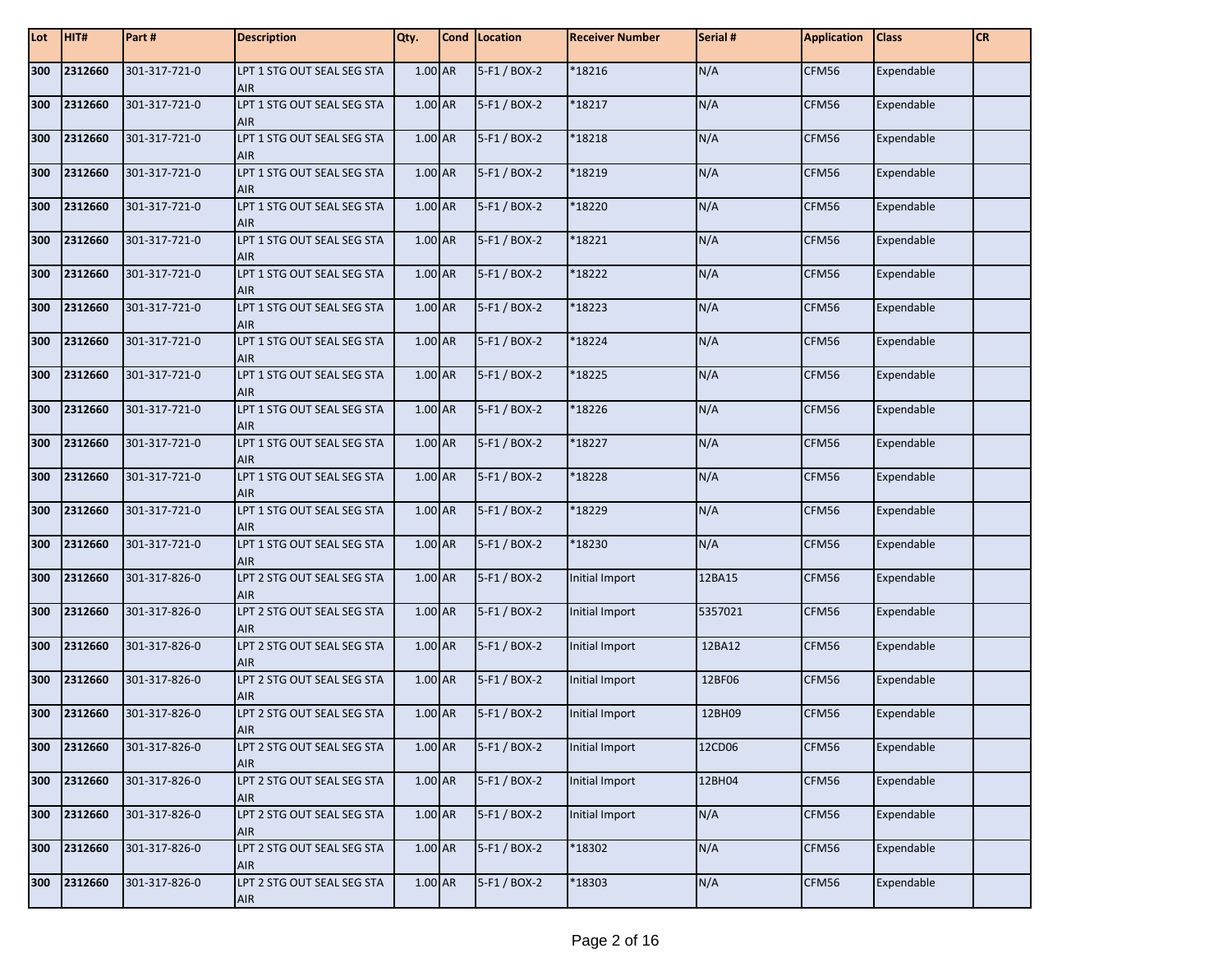| Lot | HIT# | Part # | Description | Qty. | Cond | Location | Receiver Number | Serial # | Application | Class | CR |
|---|---|---|---|---|---|---|---|---|---|---|---|
| 300 | 2312660 | 301-317-721-0 | LPT 1 STG OUT SEAL SEG STA AIR | 1.00 | AR | 5-F1 / BOX-2 | *18216 | N/A | CFM56 | Expendable | |
| 300 | 2312660 | 301-317-721-0 | LPT 1 STG OUT SEAL SEG STA AIR | 1.00 | AR | 5-F1 / BOX-2 | *18217 | N/A | CFM56 | Expendable | |
| 300 | 2312660 | 301-317-721-0 | LPT 1 STG OUT SEAL SEG STA AIR | 1.00 | AR | 5-F1 / BOX-2 | *18218 | N/A | CFM56 | Expendable | |
| 300 | 2312660 | 301-317-721-0 | LPT 1 STG OUT SEAL SEG STA AIR | 1.00 | AR | 5-F1 / BOX-2 | *18219 | N/A | CFM56 | Expendable | |
| 300 | 2312660 | 301-317-721-0 | LPT 1 STG OUT SEAL SEG STA AIR | 1.00 | AR | 5-F1 / BOX-2 | *18220 | N/A | CFM56 | Expendable | |
| 300 | 2312660 | 301-317-721-0 | LPT 1 STG OUT SEAL SEG STA AIR | 1.00 | AR | 5-F1 / BOX-2 | *18221 | N/A | CFM56 | Expendable | |
| 300 | 2312660 | 301-317-721-0 | LPT 1 STG OUT SEAL SEG STA AIR | 1.00 | AR | 5-F1 / BOX-2 | *18222 | N/A | CFM56 | Expendable | |
| 300 | 2312660 | 301-317-721-0 | LPT 1 STG OUT SEAL SEG STA AIR | 1.00 | AR | 5-F1 / BOX-2 | *18223 | N/A | CFM56 | Expendable | |
| 300 | 2312660 | 301-317-721-0 | LPT 1 STG OUT SEAL SEG STA AIR | 1.00 | AR | 5-F1 / BOX-2 | *18224 | N/A | CFM56 | Expendable | |
| 300 | 2312660 | 301-317-721-0 | LPT 1 STG OUT SEAL SEG STA AIR | 1.00 | AR | 5-F1 / BOX-2 | *18225 | N/A | CFM56 | Expendable | |
| 300 | 2312660 | 301-317-721-0 | LPT 1 STG OUT SEAL SEG STA AIR | 1.00 | AR | 5-F1 / BOX-2 | *18226 | N/A | CFM56 | Expendable | |
| 300 | 2312660 | 301-317-721-0 | LPT 1 STG OUT SEAL SEG STA AIR | 1.00 | AR | 5-F1 / BOX-2 | *18227 | N/A | CFM56 | Expendable | |
| 300 | 2312660 | 301-317-721-0 | LPT 1 STG OUT SEAL SEG STA AIR | 1.00 | AR | 5-F1 / BOX-2 | *18228 | N/A | CFM56 | Expendable | |
| 300 | 2312660 | 301-317-721-0 | LPT 1 STG OUT SEAL SEG STA AIR | 1.00 | AR | 5-F1 / BOX-2 | *18229 | N/A | CFM56 | Expendable | |
| 300 | 2312660 | 301-317-721-0 | LPT 1 STG OUT SEAL SEG STA AIR | 1.00 | AR | 5-F1 / BOX-2 | *18230 | N/A | CFM56 | Expendable | |
| 300 | 2312660 | 301-317-826-0 | LPT 2 STG OUT SEAL SEG STA AIR | 1.00 | AR | 5-F1 / BOX-2 | Initial Import | 12BA15 | CFM56 | Expendable | |
| 300 | 2312660 | 301-317-826-0 | LPT 2 STG OUT SEAL SEG STA AIR | 1.00 | AR | 5-F1 / BOX-2 | Initial Import | 5357021 | CFM56 | Expendable | |
| 300 | 2312660 | 301-317-826-0 | LPT 2 STG OUT SEAL SEG STA AIR | 1.00 | AR | 5-F1 / BOX-2 | Initial Import | 12BA12 | CFM56 | Expendable | |
| 300 | 2312660 | 301-317-826-0 | LPT 2 STG OUT SEAL SEG STA AIR | 1.00 | AR | 5-F1 / BOX-2 | Initial Import | 12BF06 | CFM56 | Expendable | |
| 300 | 2312660 | 301-317-826-0 | LPT 2 STG OUT SEAL SEG STA AIR | 1.00 | AR | 5-F1 / BOX-2 | Initial Import | 12BH09 | CFM56 | Expendable | |
| 300 | 2312660 | 301-317-826-0 | LPT 2 STG OUT SEAL SEG STA AIR | 1.00 | AR | 5-F1 / BOX-2 | Initial Import | 12CD06 | CFM56 | Expendable | |
| 300 | 2312660 | 301-317-826-0 | LPT 2 STG OUT SEAL SEG STA AIR | 1.00 | AR | 5-F1 / BOX-2 | Initial Import | 12BH04 | CFM56 | Expendable | |
| 300 | 2312660 | 301-317-826-0 | LPT 2 STG OUT SEAL SEG STA AIR | 1.00 | AR | 5-F1 / BOX-2 | Initial Import | N/A | CFM56 | Expendable | |
| 300 | 2312660 | 301-317-826-0 | LPT 2 STG OUT SEAL SEG STA AIR | 1.00 | AR | 5-F1 / BOX-2 | *18302 | N/A | CFM56 | Expendable | |
| 300 | 2312660 | 301-317-826-0 | LPT 2 STG OUT SEAL SEG STA AIR | 1.00 | AR | 5-F1 / BOX-2 | *18303 | N/A | CFM56 | Expendable | |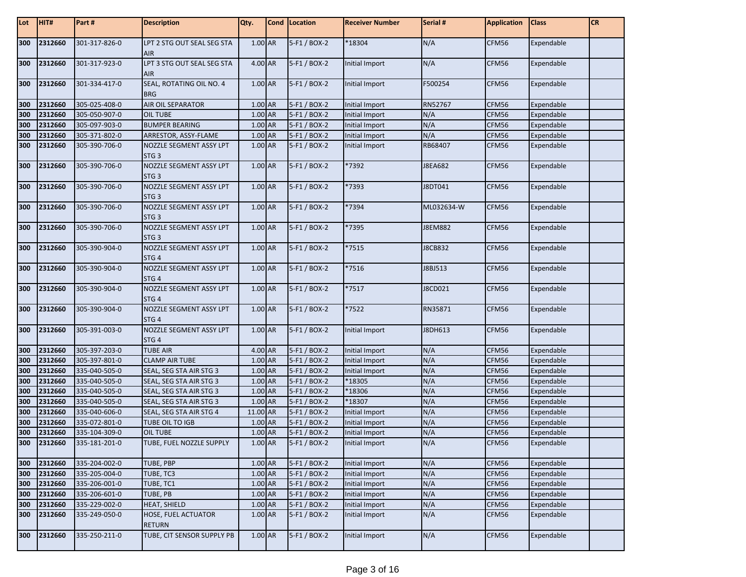| Lot | HIT# | Part # | Description | Qty. | Cond | Location | Receiver Number | Serial # | Application | Class | CR |
|---|---|---|---|---|---|---|---|---|---|---|---|
| 300 | 2312660 | 301-317-826-0 | LPT 2 STG OUT SEAL SEG STA AIR | 1.00 | AR | 5-F1 / BOX-2 | *18304 | N/A | CFM56 | Expendable | |
| 300 | 2312660 | 301-317-923-0 | LPT 3 STG OUT SEAL SEG STA AIR | 4.00 | AR | 5-F1 / BOX-2 | Initial Import | N/A | CFM56 | Expendable | |
| 300 | 2312660 | 301-334-417-0 | SEAL, ROTATING OIL NO. 4 BRG | 1.00 | AR | 5-F1 / BOX-2 | Initial Import | F500254 | CFM56 | Expendable | |
| 300 | 2312660 | 305-025-408-0 | AIR OIL SEPARATOR | 1.00 | AR | 5-F1 / BOX-2 | Initial Import | RN52767 | CFM56 | Expendable | |
| 300 | 2312660 | 305-050-907-0 | OIL TUBE | 1.00 | AR | 5-F1 / BOX-2 | Initial Import | N/A | CFM56 | Expendable | |
| 300 | 2312660 | 305-097-903-0 | BUMPER BEARING | 1.00 | AR | 5-F1 / BOX-2 | Initial Import | N/A | CFM56 | Expendable | |
| 300 | 2312660 | 305-371-802-0 | ARRESTOR, ASSY-FLAME | 1.00 | AR | 5-F1 / BOX-2 | Initial Import | N/A | CFM56 | Expendable | |
| 300 | 2312660 | 305-390-706-0 | NOZZLE SEGMENT ASSY LPT STG 3 | 1.00 | AR | 5-F1 / BOX-2 | Initial Import | RB68407 | CFM56 | Expendable | |
| 300 | 2312660 | 305-390-706-0 | NOZZLE SEGMENT ASSY LPT STG 3 | 1.00 | AR | 5-F1 / BOX-2 | *7392 | J8EA682 | CFM56 | Expendable | |
| 300 | 2312660 | 305-390-706-0 | NOZZLE SEGMENT ASSY LPT STG 3 | 1.00 | AR | 5-F1 / BOX-2 | *7393 | J8DT041 | CFM56 | Expendable | |
| 300 | 2312660 | 305-390-706-0 | NOZZLE SEGMENT ASSY LPT STG 3 | 1.00 | AR | 5-F1 / BOX-2 | *7394 | ML032634-W | CFM56 | Expendable | |
| 300 | 2312660 | 305-390-706-0 | NOZZLE SEGMENT ASSY LPT STG 3 | 1.00 | AR | 5-F1 / BOX-2 | *7395 | J8EM882 | CFM56 | Expendable | |
| 300 | 2312660 | 305-390-904-0 | NOZZLE SEGMENT ASSY LPT STG 4 | 1.00 | AR | 5-F1 / BOX-2 | *7515 | J8CB832 | CFM56 | Expendable | |
| 300 | 2312660 | 305-390-904-0 | NOZZLE SEGMENT ASSY LPT STG 4 | 1.00 | AR | 5-F1 / BOX-2 | *7516 | J8BJ513 | CFM56 | Expendable | |
| 300 | 2312660 | 305-390-904-0 | NOZZLE SEGMENT ASSY LPT STG 4 | 1.00 | AR | 5-F1 / BOX-2 | *7517 | J8CD021 | CFM56 | Expendable | |
| 300 | 2312660 | 305-390-904-0 | NOZZLE SEGMENT ASSY LPT STG 4 | 1.00 | AR | 5-F1 / BOX-2 | *7522 | RN35871 | CFM56 | Expendable | |
| 300 | 2312660 | 305-391-003-0 | NOZZLE SEGMENT ASSY LPT STG 4 | 1.00 | AR | 5-F1 / BOX-2 | Initial Import | J8DH613 | CFM56 | Expendable | |
| 300 | 2312660 | 305-397-203-0 | TUBE AIR | 4.00 | AR | 5-F1 / BOX-2 | Initial Import | N/A | CFM56 | Expendable | |
| 300 | 2312660 | 305-397-801-0 | CLAMP AIR TUBE | 1.00 | AR | 5-F1 / BOX-2 | Initial Import | N/A | CFM56 | Expendable | |
| 300 | 2312660 | 335-040-505-0 | SEAL, SEG STA AIR STG 3 | 1.00 | AR | 5-F1 / BOX-2 | Initial Import | N/A | CFM56 | Expendable | |
| 300 | 2312660 | 335-040-505-0 | SEAL, SEG STA AIR STG 3 | 1.00 | AR | 5-F1 / BOX-2 | *18305 | N/A | CFM56 | Expendable | |
| 300 | 2312660 | 335-040-505-0 | SEAL, SEG STA AIR STG 3 | 1.00 | AR | 5-F1 / BOX-2 | *18306 | N/A | CFM56 | Expendable | |
| 300 | 2312660 | 335-040-505-0 | SEAL, SEG STA AIR STG 3 | 1.00 | AR | 5-F1 / BOX-2 | *18307 | N/A | CFM56 | Expendable | |
| 300 | 2312660 | 335-040-606-0 | SEAL, SEG STA AIR STG 4 | 11.00 | AR | 5-F1 / BOX-2 | Initial Import | N/A | CFM56 | Expendable | |
| 300 | 2312660 | 335-072-801-0 | TUBE OIL TO IGB | 1.00 | AR | 5-F1 / BOX-2 | Initial Import | N/A | CFM56 | Expendable | |
| 300 | 2312660 | 335-104-309-0 | OIL TUBE | 1.00 | AR | 5-F1 / BOX-2 | Initial Import | N/A | CFM56 | Expendable | |
| 300 | 2312660 | 335-181-201-0 | TUBE, FUEL NOZZLE SUPPLY | 1.00 | AR | 5-F1 / BOX-2 | Initial Import | N/A | CFM56 | Expendable | |
| 300 | 2312660 | 335-204-002-0 | TUBE, PBP | 1.00 | AR | 5-F1 / BOX-2 | Initial Import | N/A | CFM56 | Expendable | |
| 300 | 2312660 | 335-205-004-0 | TUBE, TC3 | 1.00 | AR | 5-F1 / BOX-2 | Initial Import | N/A | CFM56 | Expendable | |
| 300 | 2312660 | 335-206-001-0 | TUBE, TC1 | 1.00 | AR | 5-F1 / BOX-2 | Initial Import | N/A | CFM56 | Expendable | |
| 300 | 2312660 | 335-206-601-0 | TUBE, PB | 1.00 | AR | 5-F1 / BOX-2 | Initial Import | N/A | CFM56 | Expendable | |
| 300 | 2312660 | 335-229-002-0 | HEAT, SHIELD | 1.00 | AR | 5-F1 / BOX-2 | Initial Import | N/A | CFM56 | Expendable | |
| 300 | 2312660 | 335-249-050-0 | HOSE, FUEL ACTUATOR RETURN | 1.00 | AR | 5-F1 / BOX-2 | Initial Import | N/A | CFM56 | Expendable | |
| 300 | 2312660 | 335-250-211-0 | TUBE, CIT SENSOR SUPPLY PB | 1.00 | AR | 5-F1 / BOX-2 | Initial Import | N/A | CFM56 | Expendable | |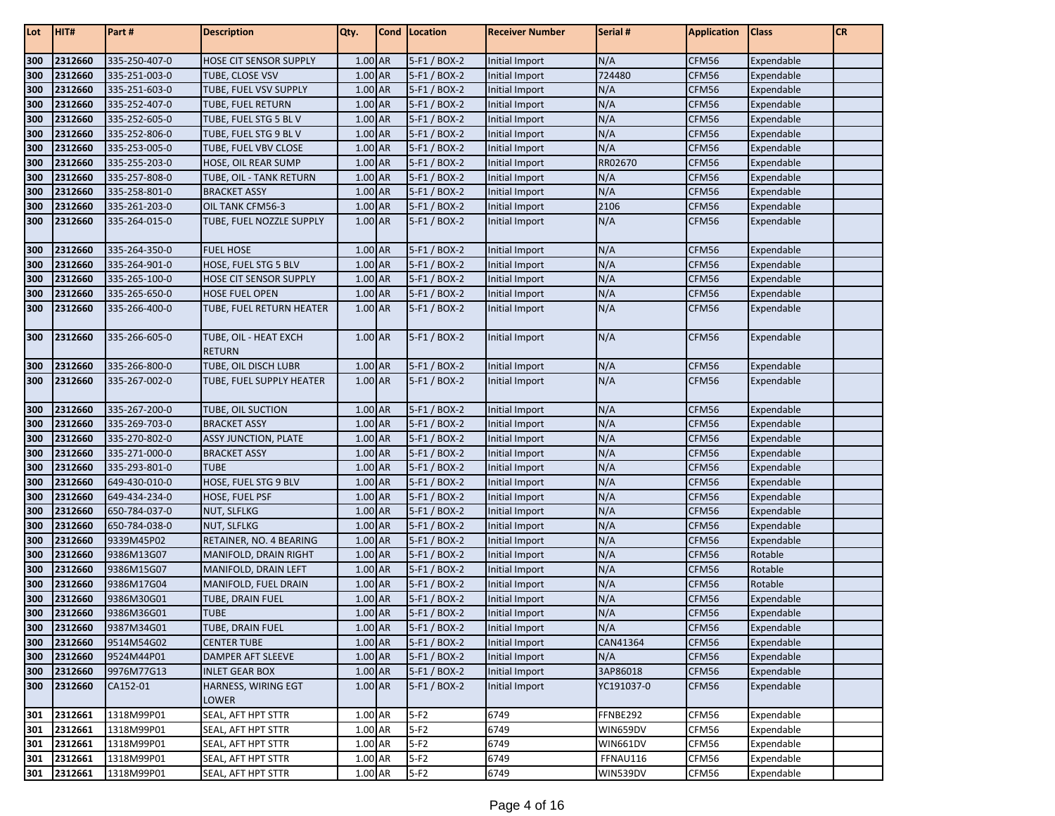| Lot | HIT# | Part # | Description | Qty. | Cond | Location | Receiver Number | Serial # | Application | Class | CR |
|---|---|---|---|---|---|---|---|---|---|---|---|
| 300 | 2312660 | 335-250-407-0 | HOSE CIT SENSOR SUPPLY | 1.00 | AR | 5-F1 / BOX-2 | Initial Import | N/A | CFM56 | Expendable | |
| 300 | 2312660 | 335-251-003-0 | TUBE, CLOSE VSV | 1.00 | AR | 5-F1 / BOX-2 | Initial Import | 724480 | CFM56 | Expendable | |
| 300 | 2312660 | 335-251-603-0 | TUBE, FUEL VSV SUPPLY | 1.00 | AR | 5-F1 / BOX-2 | Initial Import | N/A | CFM56 | Expendable | |
| 300 | 2312660 | 335-252-407-0 | TUBE, FUEL RETURN | 1.00 | AR | 5-F1 / BOX-2 | Initial Import | N/A | CFM56 | Expendable | |
| 300 | 2312660 | 335-252-605-0 | TUBE, FUEL STG 5 BL V | 1.00 | AR | 5-F1 / BOX-2 | Initial Import | N/A | CFM56 | Expendable | |
| 300 | 2312660 | 335-252-806-0 | TUBE, FUEL STG 9 BL V | 1.00 | AR | 5-F1 / BOX-2 | Initial Import | N/A | CFM56 | Expendable | |
| 300 | 2312660 | 335-253-005-0 | TUBE, FUEL VBV CLOSE | 1.00 | AR | 5-F1 / BOX-2 | Initial Import | N/A | CFM56 | Expendable | |
| 300 | 2312660 | 335-255-203-0 | HOSE, OIL REAR SUMP | 1.00 | AR | 5-F1 / BOX-2 | Initial Import | RR02670 | CFM56 | Expendable | |
| 300 | 2312660 | 335-257-808-0 | TUBE, OIL - TANK RETURN | 1.00 | AR | 5-F1 / BOX-2 | Initial Import | N/A | CFM56 | Expendable | |
| 300 | 2312660 | 335-258-801-0 | BRACKET ASSY | 1.00 | AR | 5-F1 / BOX-2 | Initial Import | N/A | CFM56 | Expendable | |
| 300 | 2312660 | 335-261-203-0 | OIL TANK CFM56-3 | 1.00 | AR | 5-F1 / BOX-2 | Initial Import | 2106 | CFM56 | Expendable | |
| 300 | 2312660 | 335-264-015-0 | TUBE, FUEL NOZZLE SUPPLY | 1.00 | AR | 5-F1 / BOX-2 | Initial Import | N/A | CFM56 | Expendable | |
| 300 | 2312660 | 335-264-350-0 | FUEL HOSE | 1.00 | AR | 5-F1 / BOX-2 | Initial Import | N/A | CFM56 | Expendable | |
| 300 | 2312660 | 335-264-901-0 | HOSE, FUEL STG 5 BLV | 1.00 | AR | 5-F1 / BOX-2 | Initial Import | N/A | CFM56 | Expendable | |
| 300 | 2312660 | 335-265-100-0 | HOSE CIT SENSOR SUPPLY | 1.00 | AR | 5-F1 / BOX-2 | Initial Import | N/A | CFM56 | Expendable | |
| 300 | 2312660 | 335-265-650-0 | HOSE FUEL OPEN | 1.00 | AR | 5-F1 / BOX-2 | Initial Import | N/A | CFM56 | Expendable | |
| 300 | 2312660 | 335-266-400-0 | TUBE, FUEL RETURN HEATER | 1.00 | AR | 5-F1 / BOX-2 | Initial Import | N/A | CFM56 | Expendable | |
| 300 | 2312660 | 335-266-605-0 | TUBE, OIL - HEAT EXCH RETURN | 1.00 | AR | 5-F1 / BOX-2 | Initial Import | N/A | CFM56 | Expendable | |
| 300 | 2312660 | 335-266-800-0 | TUBE, OIL DISCH LUBR | 1.00 | AR | 5-F1 / BOX-2 | Initial Import | N/A | CFM56 | Expendable | |
| 300 | 2312660 | 335-267-002-0 | TUBE, FUEL SUPPLY HEATER | 1.00 | AR | 5-F1 / BOX-2 | Initial Import | N/A | CFM56 | Expendable | |
| 300 | 2312660 | 335-267-200-0 | TUBE, OIL SUCTION | 1.00 | AR | 5-F1 / BOX-2 | Initial Import | N/A | CFM56 | Expendable | |
| 300 | 2312660 | 335-269-703-0 | BRACKET ASSY | 1.00 | AR | 5-F1 / BOX-2 | Initial Import | N/A | CFM56 | Expendable | |
| 300 | 2312660 | 335-270-802-0 | ASSY JUNCTION, PLATE | 1.00 | AR | 5-F1 / BOX-2 | Initial Import | N/A | CFM56 | Expendable | |
| 300 | 2312660 | 335-271-000-0 | BRACKET ASSY | 1.00 | AR | 5-F1 / BOX-2 | Initial Import | N/A | CFM56 | Expendable | |
| 300 | 2312660 | 335-293-801-0 | TUBE | 1.00 | AR | 5-F1 / BOX-2 | Initial Import | N/A | CFM56 | Expendable | |
| 300 | 2312660 | 649-430-010-0 | HOSE, FUEL STG 9 BLV | 1.00 | AR | 5-F1 / BOX-2 | Initial Import | N/A | CFM56 | Expendable | |
| 300 | 2312660 | 649-434-234-0 | HOSE, FUEL PSF | 1.00 | AR | 5-F1 / BOX-2 | Initial Import | N/A | CFM56 | Expendable | |
| 300 | 2312660 | 650-784-037-0 | NUT, SLFLKG | 1.00 | AR | 5-F1 / BOX-2 | Initial Import | N/A | CFM56 | Expendable | |
| 300 | 2312660 | 650-784-038-0 | NUT, SLFLKG | 1.00 | AR | 5-F1 / BOX-2 | Initial Import | N/A | CFM56 | Expendable | |
| 300 | 2312660 | 9339M45P02 | RETAINER, NO. 4 BEARING | 1.00 | AR | 5-F1 / BOX-2 | Initial Import | N/A | CFM56 | Expendable | |
| 300 | 2312660 | 9386M13G07 | MANIFOLD, DRAIN RIGHT | 1.00 | AR | 5-F1 / BOX-2 | Initial Import | N/A | CFM56 | Rotable | |
| 300 | 2312660 | 9386M15G07 | MANIFOLD, DRAIN LEFT | 1.00 | AR | 5-F1 / BOX-2 | Initial Import | N/A | CFM56 | Rotable | |
| 300 | 2312660 | 9386M17G04 | MANIFOLD, FUEL DRAIN | 1.00 | AR | 5-F1 / BOX-2 | Initial Import | N/A | CFM56 | Rotable | |
| 300 | 2312660 | 9386M30G01 | TUBE, DRAIN FUEL | 1.00 | AR | 5-F1 / BOX-2 | Initial Import | N/A | CFM56 | Expendable | |
| 300 | 2312660 | 9386M36G01 | TUBE | 1.00 | AR | 5-F1 / BOX-2 | Initial Import | N/A | CFM56 | Expendable | |
| 300 | 2312660 | 9387M34G01 | TUBE, DRAIN FUEL | 1.00 | AR | 5-F1 / BOX-2 | Initial Import | N/A | CFM56 | Expendable | |
| 300 | 2312660 | 9514M54G02 | CENTER TUBE | 1.00 | AR | 5-F1 / BOX-2 | Initial Import | CAN41364 | CFM56 | Expendable | |
| 300 | 2312660 | 9524M44P01 | DAMPER AFT SLEEVE | 1.00 | AR | 5-F1 / BOX-2 | Initial Import | N/A | CFM56 | Expendable | |
| 300 | 2312660 | 9976M77G13 | INLET GEAR BOX | 1.00 | AR | 5-F1 / BOX-2 | Initial Import | 3AP86018 | CFM56 | Expendable | |
| 300 | 2312660 | CA152-01 | HARNESS, WIRING EGT LOWER | 1.00 | AR | 5-F1 / BOX-2 | Initial Import | YC191037-0 | CFM56 | Expendable | |
| 301 | 2312661 | 1318M99P01 | SEAL, AFT HPT STTR | 1.00 | AR | 5-F2 | 6749 | FFNBE292 | CFM56 | Expendable | |
| 301 | 2312661 | 1318M99P01 | SEAL, AFT HPT STTR | 1.00 | AR | 5-F2 | 6749 | WIN659DV | CFM56 | Expendable | |
| 301 | 2312661 | 1318M99P01 | SEAL, AFT HPT STTR | 1.00 | AR | 5-F2 | 6749 | WIN661DV | CFM56 | Expendable | |
| 301 | 2312661 | 1318M99P01 | SEAL, AFT HPT STTR | 1.00 | AR | 5-F2 | 6749 | FFNAU116 | CFM56 | Expendable | |
| 301 | 2312661 | 1318M99P01 | SEAL, AFT HPT STTR | 1.00 | AR | 5-F2 | 6749 | WIN539DV | CFM56 | Expendable | |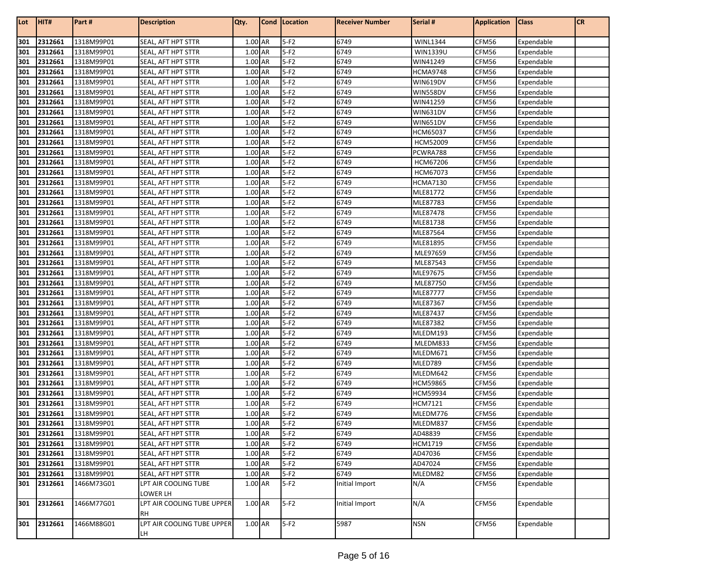| Lot | HIT# | Part # | Description | Qty. | Cond | Location | Receiver Number | Serial # | Application | Class | CR |
|---|---|---|---|---|---|---|---|---|---|---|---|
| 301 | 2312661 | 1318M99P01 | SEAL, AFT HPT STTR | 1.00 | AR | 5-F2 | 6749 | WINL1344 | CFM56 | Expendable | |
| 301 | 2312661 | 1318M99P01 | SEAL, AFT HPT STTR | 1.00 | AR | 5-F2 | 6749 | WIN1339U | CFM56 | Expendable | |
| 301 | 2312661 | 1318M99P01 | SEAL, AFT HPT STTR | 1.00 | AR | 5-F2 | 6749 | WIN41249 | CFM56 | Expendable | |
| 301 | 2312661 | 1318M99P01 | SEAL, AFT HPT STTR | 1.00 | AR | 5-F2 | 6749 | HCMA9748 | CFM56 | Expendable | |
| 301 | 2312661 | 1318M99P01 | SEAL, AFT HPT STTR | 1.00 | AR | 5-F2 | 6749 | WIN619DV | CFM56 | Expendable | |
| 301 | 2312661 | 1318M99P01 | SEAL, AFT HPT STTR | 1.00 | AR | 5-F2 | 6749 | WIN558DV | CFM56 | Expendable | |
| 301 | 2312661 | 1318M99P01 | SEAL, AFT HPT STTR | 1.00 | AR | 5-F2 | 6749 | WIN41259 | CFM56 | Expendable | |
| 301 | 2312661 | 1318M99P01 | SEAL, AFT HPT STTR | 1.00 | AR | 5-F2 | 6749 | WIN631DV | CFM56 | Expendable | |
| 301 | 2312661 | 1318M99P01 | SEAL, AFT HPT STTR | 1.00 | AR | 5-F2 | 6749 | WIN651DV | CFM56 | Expendable | |
| 301 | 2312661 | 1318M99P01 | SEAL, AFT HPT STTR | 1.00 | AR | 5-F2 | 6749 | HCM65037 | CFM56 | Expendable | |
| 301 | 2312661 | 1318M99P01 | SEAL, AFT HPT STTR | 1.00 | AR | 5-F2 | 6749 | HCM52009 | CFM56 | Expendable | |
| 301 | 2312661 | 1318M99P01 | SEAL, AFT HPT STTR | 1.00 | AR | 5-F2 | 6749 | PCWRA788 | CFM56 | Expendable | |
| 301 | 2312661 | 1318M99P01 | SEAL, AFT HPT STTR | 1.00 | AR | 5-F2 | 6749 | HCM67206 | CFM56 | Expendable | |
| 301 | 2312661 | 1318M99P01 | SEAL, AFT HPT STTR | 1.00 | AR | 5-F2 | 6749 | HCM67073 | CFM56 | Expendable | |
| 301 | 2312661 | 1318M99P01 | SEAL, AFT HPT STTR | 1.00 | AR | 5-F2 | 6749 | HCMA7130 | CFM56 | Expendable | |
| 301 | 2312661 | 1318M99P01 | SEAL, AFT HPT STTR | 1.00 | AR | 5-F2 | 6749 | MLE81772 | CFM56 | Expendable | |
| 301 | 2312661 | 1318M99P01 | SEAL, AFT HPT STTR | 1.00 | AR | 5-F2 | 6749 | MLE87783 | CFM56 | Expendable | |
| 301 | 2312661 | 1318M99P01 | SEAL, AFT HPT STTR | 1.00 | AR | 5-F2 | 6749 | MLE87478 | CFM56 | Expendable | |
| 301 | 2312661 | 1318M99P01 | SEAL, AFT HPT STTR | 1.00 | AR | 5-F2 | 6749 | MLE81738 | CFM56 | Expendable | |
| 301 | 2312661 | 1318M99P01 | SEAL, AFT HPT STTR | 1.00 | AR | 5-F2 | 6749 | MLE87564 | CFM56 | Expendable | |
| 301 | 2312661 | 1318M99P01 | SEAL, AFT HPT STTR | 1.00 | AR | 5-F2 | 6749 | MLE81895 | CFM56 | Expendable | |
| 301 | 2312661 | 1318M99P01 | SEAL, AFT HPT STTR | 1.00 | AR | 5-F2 | 6749 | MLE97659 | CFM56 | Expendable | |
| 301 | 2312661 | 1318M99P01 | SEAL, AFT HPT STTR | 1.00 | AR | 5-F2 | 6749 | MLE87543 | CFM56 | Expendable | |
| 301 | 2312661 | 1318M99P01 | SEAL, AFT HPT STTR | 1.00 | AR | 5-F2 | 6749 | MLE97675 | CFM56 | Expendable | |
| 301 | 2312661 | 1318M99P01 | SEAL, AFT HPT STTR | 1.00 | AR | 5-F2 | 6749 | MLE87750 | CFM56 | Expendable | |
| 301 | 2312661 | 1318M99P01 | SEAL, AFT HPT STTR | 1.00 | AR | 5-F2 | 6749 | MLE87777 | CFM56 | Expendable | |
| 301 | 2312661 | 1318M99P01 | SEAL, AFT HPT STTR | 1.00 | AR | 5-F2 | 6749 | MLE87367 | CFM56 | Expendable | |
| 301 | 2312661 | 1318M99P01 | SEAL, AFT HPT STTR | 1.00 | AR | 5-F2 | 6749 | MLE87437 | CFM56 | Expendable | |
| 301 | 2312661 | 1318M99P01 | SEAL, AFT HPT STTR | 1.00 | AR | 5-F2 | 6749 | MLE87382 | CFM56 | Expendable | |
| 301 | 2312661 | 1318M99P01 | SEAL, AFT HPT STTR | 1.00 | AR | 5-F2 | 6749 | MLEDM193 | CFM56 | Expendable | |
| 301 | 2312661 | 1318M99P01 | SEAL, AFT HPT STTR | 1.00 | AR | 5-F2 | 6749 | MLEDM833 | CFM56 | Expendable | |
| 301 | 2312661 | 1318M99P01 | SEAL, AFT HPT STTR | 1.00 | AR | 5-F2 | 6749 | MLEDM671 | CFM56 | Expendable | |
| 301 | 2312661 | 1318M99P01 | SEAL, AFT HPT STTR | 1.00 | AR | 5-F2 | 6749 | MLED789 | CFM56 | Expendable | |
| 301 | 2312661 | 1318M99P01 | SEAL, AFT HPT STTR | 1.00 | AR | 5-F2 | 6749 | MLEDM642 | CFM56 | Expendable | |
| 301 | 2312661 | 1318M99P01 | SEAL, AFT HPT STTR | 1.00 | AR | 5-F2 | 6749 | HCM59865 | CFM56 | Expendable | |
| 301 | 2312661 | 1318M99P01 | SEAL, AFT HPT STTR | 1.00 | AR | 5-F2 | 6749 | HCM59934 | CFM56 | Expendable | |
| 301 | 2312661 | 1318M99P01 | SEAL, AFT HPT STTR | 1.00 | AR | 5-F2 | 6749 | HCM7121 | CFM56 | Expendable | |
| 301 | 2312661 | 1318M99P01 | SEAL, AFT HPT STTR | 1.00 | AR | 5-F2 | 6749 | MLEDM776 | CFM56 | Expendable | |
| 301 | 2312661 | 1318M99P01 | SEAL, AFT HPT STTR | 1.00 | AR | 5-F2 | 6749 | MLEDM837 | CFM56 | Expendable | |
| 301 | 2312661 | 1318M99P01 | SEAL, AFT HPT STTR | 1.00 | AR | 5-F2 | 6749 | AD48839 | CFM56 | Expendable | |
| 301 | 2312661 | 1318M99P01 | SEAL, AFT HPT STTR | 1.00 | AR | 5-F2 | 6749 | HCM1719 | CFM56 | Expendable | |
| 301 | 2312661 | 1318M99P01 | SEAL, AFT HPT STTR | 1.00 | AR | 5-F2 | 6749 | AD47036 | CFM56 | Expendable | |
| 301 | 2312661 | 1318M99P01 | SEAL, AFT HPT STTR | 1.00 | AR | 5-F2 | 6749 | AD47024 | CFM56 | Expendable | |
| 301 | 2312661 | 1318M99P01 | SEAL, AFT HPT STTR | 1.00 | AR | 5-F2 | 6749 | MLEDM82 | CFM56 | Expendable | |
| 301 | 2312661 | 1466M73G01 | LPT AIR COOLING TUBE LOWER LH | 1.00 | AR | 5-F2 | Initial Import | N/A | CFM56 | Expendable | |
| 301 | 2312661 | 1466M77G01 | LPT AIR COOLING TUBE UPPER RH | 1.00 | AR | 5-F2 | Initial Import | N/A | CFM56 | Expendable | |
| 301 | 2312661 | 1466M88G01 | LPT AIR COOLING TUBE UPPER LH | 1.00 | AR | 5-F2 | 5987 | NSN | CFM56 | Expendable | |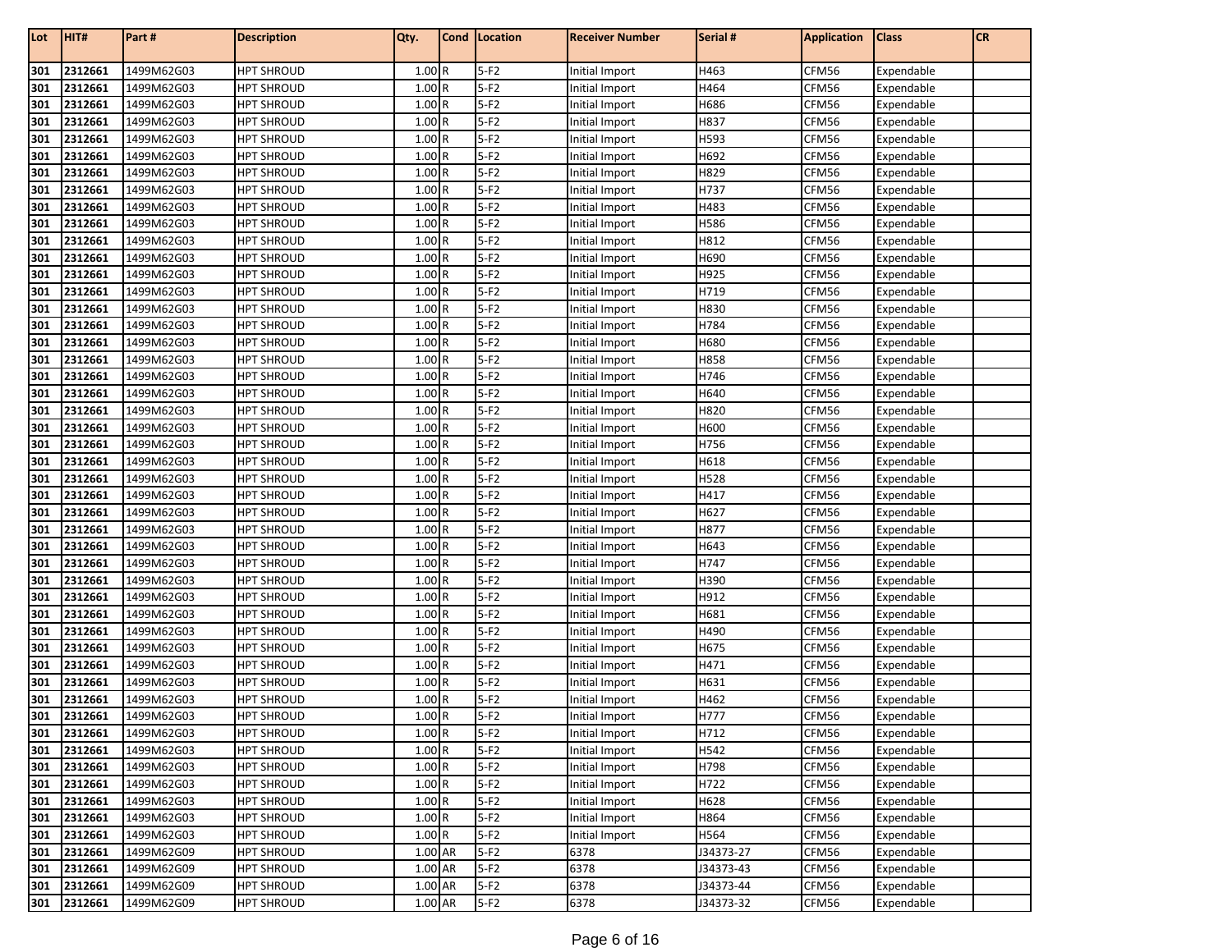| Lot | HIT# | Part # | Description | Qty. | Cond | Location | Receiver Number | Serial # | Application | Class | CR |
|---|---|---|---|---|---|---|---|---|---|---|---|
| 301 | 2312661 | 1499M62G03 | HPT SHROUD | 1.00 | R | 5-F2 | Initial Import | H463 | CFM56 | Expendable | |
| 301 | 2312661 | 1499M62G03 | HPT SHROUD | 1.00 | R | 5-F2 | Initial Import | H464 | CFM56 | Expendable | |
| 301 | 2312661 | 1499M62G03 | HPT SHROUD | 1.00 | R | 5-F2 | Initial Import | H686 | CFM56 | Expendable | |
| 301 | 2312661 | 1499M62G03 | HPT SHROUD | 1.00 | R | 5-F2 | Initial Import | H837 | CFM56 | Expendable | |
| 301 | 2312661 | 1499M62G03 | HPT SHROUD | 1.00 | R | 5-F2 | Initial Import | H593 | CFM56 | Expendable | |
| 301 | 2312661 | 1499M62G03 | HPT SHROUD | 1.00 | R | 5-F2 | Initial Import | H692 | CFM56 | Expendable | |
| 301 | 2312661 | 1499M62G03 | HPT SHROUD | 1.00 | R | 5-F2 | Initial Import | H829 | CFM56 | Expendable | |
| 301 | 2312661 | 1499M62G03 | HPT SHROUD | 1.00 | R | 5-F2 | Initial Import | H737 | CFM56 | Expendable | |
| 301 | 2312661 | 1499M62G03 | HPT SHROUD | 1.00 | R | 5-F2 | Initial Import | H483 | CFM56 | Expendable | |
| 301 | 2312661 | 1499M62G03 | HPT SHROUD | 1.00 | R | 5-F2 | Initial Import | H586 | CFM56 | Expendable | |
| 301 | 2312661 | 1499M62G03 | HPT SHROUD | 1.00 | R | 5-F2 | Initial Import | H812 | CFM56 | Expendable | |
| 301 | 2312661 | 1499M62G03 | HPT SHROUD | 1.00 | R | 5-F2 | Initial Import | H690 | CFM56 | Expendable | |
| 301 | 2312661 | 1499M62G03 | HPT SHROUD | 1.00 | R | 5-F2 | Initial Import | H925 | CFM56 | Expendable | |
| 301 | 2312661 | 1499M62G03 | HPT SHROUD | 1.00 | R | 5-F2 | Initial Import | H719 | CFM56 | Expendable | |
| 301 | 2312661 | 1499M62G03 | HPT SHROUD | 1.00 | R | 5-F2 | Initial Import | H830 | CFM56 | Expendable | |
| 301 | 2312661 | 1499M62G03 | HPT SHROUD | 1.00 | R | 5-F2 | Initial Import | H784 | CFM56 | Expendable | |
| 301 | 2312661 | 1499M62G03 | HPT SHROUD | 1.00 | R | 5-F2 | Initial Import | H680 | CFM56 | Expendable | |
| 301 | 2312661 | 1499M62G03 | HPT SHROUD | 1.00 | R | 5-F2 | Initial Import | H858 | CFM56 | Expendable | |
| 301 | 2312661 | 1499M62G03 | HPT SHROUD | 1.00 | R | 5-F2 | Initial Import | H746 | CFM56 | Expendable | |
| 301 | 2312661 | 1499M62G03 | HPT SHROUD | 1.00 | R | 5-F2 | Initial Import | H640 | CFM56 | Expendable | |
| 301 | 2312661 | 1499M62G03 | HPT SHROUD | 1.00 | R | 5-F2 | Initial Import | H820 | CFM56 | Expendable | |
| 301 | 2312661 | 1499M62G03 | HPT SHROUD | 1.00 | R | 5-F2 | Initial Import | H600 | CFM56 | Expendable | |
| 301 | 2312661 | 1499M62G03 | HPT SHROUD | 1.00 | R | 5-F2 | Initial Import | H756 | CFM56 | Expendable | |
| 301 | 2312661 | 1499M62G03 | HPT SHROUD | 1.00 | R | 5-F2 | Initial Import | H618 | CFM56 | Expendable | |
| 301 | 2312661 | 1499M62G03 | HPT SHROUD | 1.00 | R | 5-F2 | Initial Import | H528 | CFM56 | Expendable | |
| 301 | 2312661 | 1499M62G03 | HPT SHROUD | 1.00 | R | 5-F2 | Initial Import | H417 | CFM56 | Expendable | |
| 301 | 2312661 | 1499M62G03 | HPT SHROUD | 1.00 | R | 5-F2 | Initial Import | H627 | CFM56 | Expendable | |
| 301 | 2312661 | 1499M62G03 | HPT SHROUD | 1.00 | R | 5-F2 | Initial Import | H877 | CFM56 | Expendable | |
| 301 | 2312661 | 1499M62G03 | HPT SHROUD | 1.00 | R | 5-F2 | Initial Import | H643 | CFM56 | Expendable | |
| 301 | 2312661 | 1499M62G03 | HPT SHROUD | 1.00 | R | 5-F2 | Initial Import | H747 | CFM56 | Expendable | |
| 301 | 2312661 | 1499M62G03 | HPT SHROUD | 1.00 | R | 5-F2 | Initial Import | H390 | CFM56 | Expendable | |
| 301 | 2312661 | 1499M62G03 | HPT SHROUD | 1.00 | R | 5-F2 | Initial Import | H912 | CFM56 | Expendable | |
| 301 | 2312661 | 1499M62G03 | HPT SHROUD | 1.00 | R | 5-F2 | Initial Import | H681 | CFM56 | Expendable | |
| 301 | 2312661 | 1499M62G03 | HPT SHROUD | 1.00 | R | 5-F2 | Initial Import | H490 | CFM56 | Expendable | |
| 301 | 2312661 | 1499M62G03 | HPT SHROUD | 1.00 | R | 5-F2 | Initial Import | H675 | CFM56 | Expendable | |
| 301 | 2312661 | 1499M62G03 | HPT SHROUD | 1.00 | R | 5-F2 | Initial Import | H471 | CFM56 | Expendable | |
| 301 | 2312661 | 1499M62G03 | HPT SHROUD | 1.00 | R | 5-F2 | Initial Import | H631 | CFM56 | Expendable | |
| 301 | 2312661 | 1499M62G03 | HPT SHROUD | 1.00 | R | 5-F2 | Initial Import | H462 | CFM56 | Expendable | |
| 301 | 2312661 | 1499M62G03 | HPT SHROUD | 1.00 | R | 5-F2 | Initial Import | H777 | CFM56 | Expendable | |
| 301 | 2312661 | 1499M62G03 | HPT SHROUD | 1.00 | R | 5-F2 | Initial Import | H712 | CFM56 | Expendable | |
| 301 | 2312661 | 1499M62G03 | HPT SHROUD | 1.00 | R | 5-F2 | Initial Import | H542 | CFM56 | Expendable | |
| 301 | 2312661 | 1499M62G03 | HPT SHROUD | 1.00 | R | 5-F2 | Initial Import | H798 | CFM56 | Expendable | |
| 301 | 2312661 | 1499M62G03 | HPT SHROUD | 1.00 | R | 5-F2 | Initial Import | H722 | CFM56 | Expendable | |
| 301 | 2312661 | 1499M62G03 | HPT SHROUD | 1.00 | R | 5-F2 | Initial Import | H628 | CFM56 | Expendable | |
| 301 | 2312661 | 1499M62G03 | HPT SHROUD | 1.00 | R | 5-F2 | Initial Import | H864 | CFM56 | Expendable | |
| 301 | 2312661 | 1499M62G03 | HPT SHROUD | 1.00 | R | 5-F2 | Initial Import | H564 | CFM56 | Expendable | |
| 301 | 2312661 | 1499M62G09 | HPT SHROUD | 1.00 | AR | 5-F2 | 6378 | J34373-27 | CFM56 | Expendable | |
| 301 | 2312661 | 1499M62G09 | HPT SHROUD | 1.00 | AR | 5-F2 | 6378 | J34373-43 | CFM56 | Expendable | |
| 301 | 2312661 | 1499M62G09 | HPT SHROUD | 1.00 | AR | 5-F2 | 6378 | J34373-44 | CFM56 | Expendable | |
| 301 | 2312661 | 1499M62G09 | HPT SHROUD | 1.00 | AR | 5-F2 | 6378 | J34373-32 | CFM56 | Expendable | |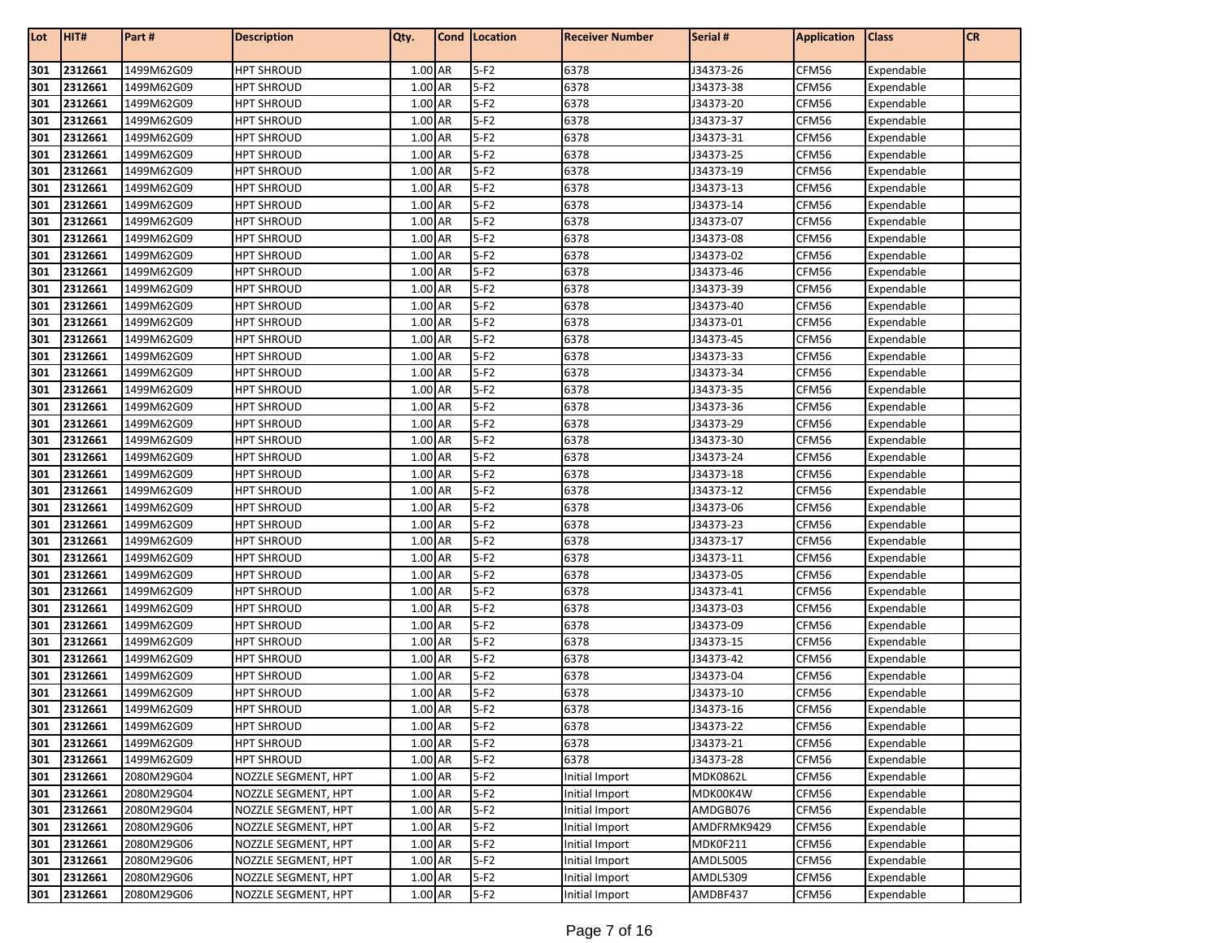| Lot | HIT# | Part # | Description | Qty. | Cond | Location | Receiver Number | Serial # | Application | Class | CR |
|---|---|---|---|---|---|---|---|---|---|---|---|
| 301 | 2312661 | 1499M62G09 | HPT SHROUD | 1.00 | AR | 5-F2 | 6378 | J34373-26 | CFM56 | Expendable | |
| 301 | 2312661 | 1499M62G09 | HPT SHROUD | 1.00 | AR | 5-F2 | 6378 | J34373-38 | CFM56 | Expendable | |
| 301 | 2312661 | 1499M62G09 | HPT SHROUD | 1.00 | AR | 5-F2 | 6378 | J34373-20 | CFM56 | Expendable | |
| 301 | 2312661 | 1499M62G09 | HPT SHROUD | 1.00 | AR | 5-F2 | 6378 | J34373-37 | CFM56 | Expendable | |
| 301 | 2312661 | 1499M62G09 | HPT SHROUD | 1.00 | AR | 5-F2 | 6378 | J34373-31 | CFM56 | Expendable | |
| 301 | 2312661 | 1499M62G09 | HPT SHROUD | 1.00 | AR | 5-F2 | 6378 | J34373-25 | CFM56 | Expendable | |
| 301 | 2312661 | 1499M62G09 | HPT SHROUD | 1.00 | AR | 5-F2 | 6378 | J34373-19 | CFM56 | Expendable | |
| 301 | 2312661 | 1499M62G09 | HPT SHROUD | 1.00 | AR | 5-F2 | 6378 | J34373-13 | CFM56 | Expendable | |
| 301 | 2312661 | 1499M62G09 | HPT SHROUD | 1.00 | AR | 5-F2 | 6378 | J34373-14 | CFM56 | Expendable | |
| 301 | 2312661 | 1499M62G09 | HPT SHROUD | 1.00 | AR | 5-F2 | 6378 | J34373-07 | CFM56 | Expendable | |
| 301 | 2312661 | 1499M62G09 | HPT SHROUD | 1.00 | AR | 5-F2 | 6378 | J34373-08 | CFM56 | Expendable | |
| 301 | 2312661 | 1499M62G09 | HPT SHROUD | 1.00 | AR | 5-F2 | 6378 | J34373-02 | CFM56 | Expendable | |
| 301 | 2312661 | 1499M62G09 | HPT SHROUD | 1.00 | AR | 5-F2 | 6378 | J34373-46 | CFM56 | Expendable | |
| 301 | 2312661 | 1499M62G09 | HPT SHROUD | 1.00 | AR | 5-F2 | 6378 | J34373-39 | CFM56 | Expendable | |
| 301 | 2312661 | 1499M62G09 | HPT SHROUD | 1.00 | AR | 5-F2 | 6378 | J34373-40 | CFM56 | Expendable | |
| 301 | 2312661 | 1499M62G09 | HPT SHROUD | 1.00 | AR | 5-F2 | 6378 | J34373-01 | CFM56 | Expendable | |
| 301 | 2312661 | 1499M62G09 | HPT SHROUD | 1.00 | AR | 5-F2 | 6378 | J34373-45 | CFM56 | Expendable | |
| 301 | 2312661 | 1499M62G09 | HPT SHROUD | 1.00 | AR | 5-F2 | 6378 | J34373-33 | CFM56 | Expendable | |
| 301 | 2312661 | 1499M62G09 | HPT SHROUD | 1.00 | AR | 5-F2 | 6378 | J34373-34 | CFM56 | Expendable | |
| 301 | 2312661 | 1499M62G09 | HPT SHROUD | 1.00 | AR | 5-F2 | 6378 | J34373-35 | CFM56 | Expendable | |
| 301 | 2312661 | 1499M62G09 | HPT SHROUD | 1.00 | AR | 5-F2 | 6378 | J34373-36 | CFM56 | Expendable | |
| 301 | 2312661 | 1499M62G09 | HPT SHROUD | 1.00 | AR | 5-F2 | 6378 | J34373-29 | CFM56 | Expendable | |
| 301 | 2312661 | 1499M62G09 | HPT SHROUD | 1.00 | AR | 5-F2 | 6378 | J34373-30 | CFM56 | Expendable | |
| 301 | 2312661 | 1499M62G09 | HPT SHROUD | 1.00 | AR | 5-F2 | 6378 | J34373-24 | CFM56 | Expendable | |
| 301 | 2312661 | 1499M62G09 | HPT SHROUD | 1.00 | AR | 5-F2 | 6378 | J34373-18 | CFM56 | Expendable | |
| 301 | 2312661 | 1499M62G09 | HPT SHROUD | 1.00 | AR | 5-F2 | 6378 | J34373-12 | CFM56 | Expendable | |
| 301 | 2312661 | 1499M62G09 | HPT SHROUD | 1.00 | AR | 5-F2 | 6378 | J34373-06 | CFM56 | Expendable | |
| 301 | 2312661 | 1499M62G09 | HPT SHROUD | 1.00 | AR | 5-F2 | 6378 | J34373-23 | CFM56 | Expendable | |
| 301 | 2312661 | 1499M62G09 | HPT SHROUD | 1.00 | AR | 5-F2 | 6378 | J34373-17 | CFM56 | Expendable | |
| 301 | 2312661 | 1499M62G09 | HPT SHROUD | 1.00 | AR | 5-F2 | 6378 | J34373-11 | CFM56 | Expendable | |
| 301 | 2312661 | 1499M62G09 | HPT SHROUD | 1.00 | AR | 5-F2 | 6378 | J34373-05 | CFM56 | Expendable | |
| 301 | 2312661 | 1499M62G09 | HPT SHROUD | 1.00 | AR | 5-F2 | 6378 | J34373-41 | CFM56 | Expendable | |
| 301 | 2312661 | 1499M62G09 | HPT SHROUD | 1.00 | AR | 5-F2 | 6378 | J34373-03 | CFM56 | Expendable | |
| 301 | 2312661 | 1499M62G09 | HPT SHROUD | 1.00 | AR | 5-F2 | 6378 | J34373-09 | CFM56 | Expendable | |
| 301 | 2312661 | 1499M62G09 | HPT SHROUD | 1.00 | AR | 5-F2 | 6378 | J34373-15 | CFM56 | Expendable | |
| 301 | 2312661 | 1499M62G09 | HPT SHROUD | 1.00 | AR | 5-F2 | 6378 | J34373-42 | CFM56 | Expendable | |
| 301 | 2312661 | 1499M62G09 | HPT SHROUD | 1.00 | AR | 5-F2 | 6378 | J34373-04 | CFM56 | Expendable | |
| 301 | 2312661 | 1499M62G09 | HPT SHROUD | 1.00 | AR | 5-F2 | 6378 | J34373-10 | CFM56 | Expendable | |
| 301 | 2312661 | 1499M62G09 | HPT SHROUD | 1.00 | AR | 5-F2 | 6378 | J34373-16 | CFM56 | Expendable | |
| 301 | 2312661 | 1499M62G09 | HPT SHROUD | 1.00 | AR | 5-F2 | 6378 | J34373-22 | CFM56 | Expendable | |
| 301 | 2312661 | 1499M62G09 | HPT SHROUD | 1.00 | AR | 5-F2 | 6378 | J34373-21 | CFM56 | Expendable | |
| 301 | 2312661 | 1499M62G09 | HPT SHROUD | 1.00 | AR | 5-F2 | 6378 | J34373-28 | CFM56 | Expendable | |
| 301 | 2312661 | 2080M29G04 | NOZZLE SEGMENT, HPT | 1.00 | AR | 5-F2 | Initial Import | MDK0862L | CFM56 | Expendable | |
| 301 | 2312661 | 2080M29G04 | NOZZLE SEGMENT, HPT | 1.00 | AR | 5-F2 | Initial Import | MDK00K4W | CFM56 | Expendable | |
| 301 | 2312661 | 2080M29G04 | NOZZLE SEGMENT, HPT | 1.00 | AR | 5-F2 | Initial Import | AMDGB076 | CFM56 | Expendable | |
| 301 | 2312661 | 2080M29G06 | NOZZLE SEGMENT, HPT | 1.00 | AR | 5-F2 | Initial Import | AMDFRMK9429 | CFM56 | Expendable | |
| 301 | 2312661 | 2080M29G06 | NOZZLE SEGMENT, HPT | 1.00 | AR | 5-F2 | Initial Import | MDK0F211 | CFM56 | Expendable | |
| 301 | 2312661 | 2080M29G06 | NOZZLE SEGMENT, HPT | 1.00 | AR | 5-F2 | Initial Import | AMDL5005 | CFM56 | Expendable | |
| 301 | 2312661 | 2080M29G06 | NOZZLE SEGMENT, HPT | 1.00 | AR | 5-F2 | Initial Import | AMDL5309 | CFM56 | Expendable | |
| 301 | 2312661 | 2080M29G06 | NOZZLE SEGMENT, HPT | 1.00 | AR | 5-F2 | Initial Import | AMDBF437 | CFM56 | Expendable | |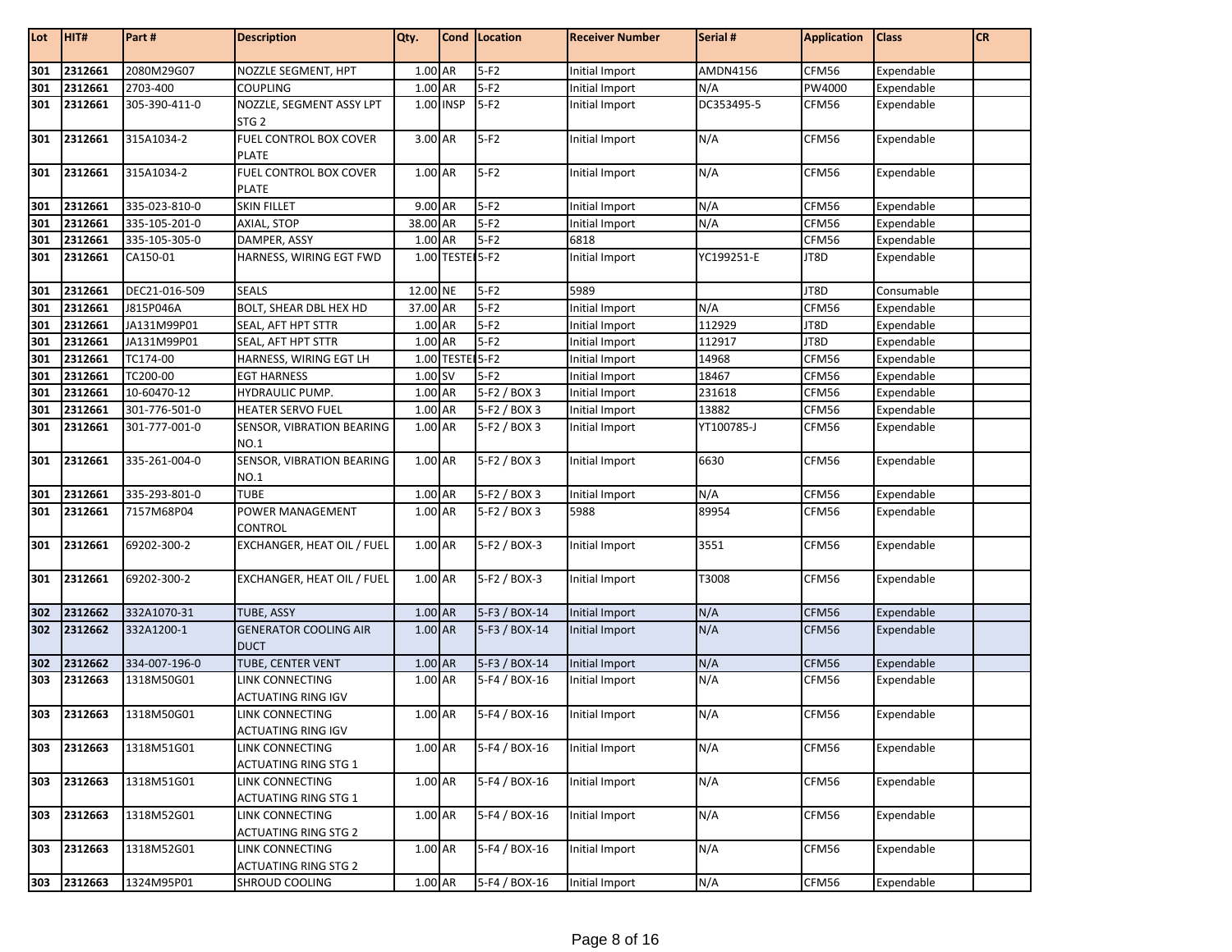| Lot | HIT# | Part # | Description | Qty. | Cond | Location | Receiver Number | Serial # | Application | Class | CR |
|---|---|---|---|---|---|---|---|---|---|---|---|
| 301 | 2312661 | 2080M29G07 | NOZZLE SEGMENT, HPT | 1.00 | AR | 5-F2 | Initial Import | AMDN4156 | CFM56 | Expendable | |
| 301 | 2312661 | 2703-400 | COUPLING | 1.00 | AR | 5-F2 | Initial Import | N/A | PW4000 | Expendable | |
| 301 | 2312661 | 305-390-411-0 | NOZZLE, SEGMENT ASSY LPT STG 2 | 1.00 | INSP | 5-F2 | Initial Import | DC353495-5 | CFM56 | Expendable | |
| 301 | 2312661 | 315A1034-2 | FUEL CONTROL BOX COVER PLATE | 3.00 | AR | 5-F2 | Initial Import | N/A | CFM56 | Expendable | |
| 301 | 2312661 | 315A1034-2 | FUEL CONTROL BOX COVER PLATE | 1.00 | AR | 5-F2 | Initial Import | N/A | CFM56 | Expendable | |
| 301 | 2312661 | 335-023-810-0 | SKIN FILLET | 9.00 | AR | 5-F2 | Initial Import | N/A | CFM56 | Expendable | |
| 301 | 2312661 | 335-105-201-0 | AXIAL, STOP | 38.00 | AR | 5-F2 | Initial Import | N/A | CFM56 | Expendable | |
| 301 | 2312661 | 335-105-305-0 | DAMPER, ASSY | 1.00 | AR | 5-F2 | 6818 | | CFM56 | Expendable | |
| 301 | 2312661 | CA150-01 | HARNESS, WIRING EGT FWD | 1.00 | TESTED | 5-F2 | Initial Import | YC199251-E | JT8D | Expendable | |
| 301 | 2312661 | DEC21-016-509 | SEALS | 12.00 | NE | 5-F2 | 5989 | | JT8D | Consumable | |
| 301 | 2312661 | J815P046A | BOLT, SHEAR DBL HEX HD | 37.00 | AR | 5-F2 | Initial Import | N/A | CFM56 | Expendable | |
| 301 | 2312661 | JA131M99P01 | SEAL, AFT HPT STTR | 1.00 | AR | 5-F2 | Initial Import | 112929 | JT8D | Expendable | |
| 301 | 2312661 | JA131M99P01 | SEAL, AFT HPT STTR | 1.00 | AR | 5-F2 | Initial Import | 112917 | JT8D | Expendable | |
| 301 | 2312661 | TC174-00 | HARNESS, WIRING EGT LH | 1.00 | TESTED | 5-F2 | Initial Import | 14968 | CFM56 | Expendable | |
| 301 | 2312661 | TC200-00 | EGT HARNESS | 1.00 | SV | 5-F2 | Initial Import | 18467 | CFM56 | Expendable | |
| 301 | 2312661 | 10-60470-12 | HYDRAULIC PUMP. | 1.00 | AR | 5-F2 / BOX 3 | Initial Import | 231618 | CFM56 | Expendable | |
| 301 | 2312661 | 301-776-501-0 | HEATER SERVO FUEL | 1.00 | AR | 5-F2 / BOX 3 | Initial Import | 13882 | CFM56 | Expendable | |
| 301 | 2312661 | 301-777-001-0 | SENSOR, VIBRATION BEARING NO.1 | 1.00 | AR | 5-F2 / BOX 3 | Initial Import | YT100785-J | CFM56 | Expendable | |
| 301 | 2312661 | 335-261-004-0 | SENSOR, VIBRATION BEARING NO.1 | 1.00 | AR | 5-F2 / BOX 3 | Initial Import | 6630 | CFM56 | Expendable | |
| 301 | 2312661 | 335-293-801-0 | TUBE | 1.00 | AR | 5-F2 / BOX 3 | Initial Import | N/A | CFM56 | Expendable | |
| 301 | 2312661 | 7157M68P04 | POWER MANAGEMENT CONTROL | 1.00 | AR | 5-F2 / BOX 3 | 5988 | 89954 | CFM56 | Expendable | |
| 301 | 2312661 | 69202-300-2 | EXCHANGER, HEAT OIL / FUEL | 1.00 | AR | 5-F2 / BOX-3 | Initial Import | 3551 | CFM56 | Expendable | |
| 301 | 2312661 | 69202-300-2 | EXCHANGER, HEAT OIL / FUEL | 1.00 | AR | 5-F2 / BOX-3 | Initial Import | T3008 | CFM56 | Expendable | |
| 302 | 2312662 | 332A1070-31 | TUBE, ASSY | 1.00 | AR | 5-F3 / BOX-14 | Initial Import | N/A | CFM56 | Expendable | |
| 302 | 2312662 | 332A1200-1 | GENERATOR COOLING AIR DUCT | 1.00 | AR | 5-F3 / BOX-14 | Initial Import | N/A | CFM56 | Expendable | |
| 302 | 2312662 | 334-007-196-0 | TUBE, CENTER VENT | 1.00 | AR | 5-F3 / BOX-14 | Initial Import | N/A | CFM56 | Expendable | |
| 303 | 2312663 | 1318M50G01 | LINK CONNECTING ACTUATING RING IGV | 1.00 | AR | 5-F4 / BOX-16 | Initial Import | N/A | CFM56 | Expendable | |
| 303 | 2312663 | 1318M50G01 | LINK CONNECTING ACTUATING RING IGV | 1.00 | AR | 5-F4 / BOX-16 | Initial Import | N/A | CFM56 | Expendable | |
| 303 | 2312663 | 1318M51G01 | LINK CONNECTING ACTUATING RING STG 1 | 1.00 | AR | 5-F4 / BOX-16 | Initial Import | N/A | CFM56 | Expendable | |
| 303 | 2312663 | 1318M51G01 | LINK CONNECTING ACTUATING RING STG 1 | 1.00 | AR | 5-F4 / BOX-16 | Initial Import | N/A | CFM56 | Expendable | |
| 303 | 2312663 | 1318M52G01 | LINK CONNECTING ACTUATING RING STG 2 | 1.00 | AR | 5-F4 / BOX-16 | Initial Import | N/A | CFM56 | Expendable | |
| 303 | 2312663 | 1318M52G01 | LINK CONNECTING ACTUATING RING STG 2 | 1.00 | AR | 5-F4 / BOX-16 | Initial Import | N/A | CFM56 | Expendable | |
| 303 | 2312663 | 1324M95P01 | SHROUD COOLING | 1.00 | AR | 5-F4 / BOX-16 | Initial Import | N/A | CFM56 | Expendable | |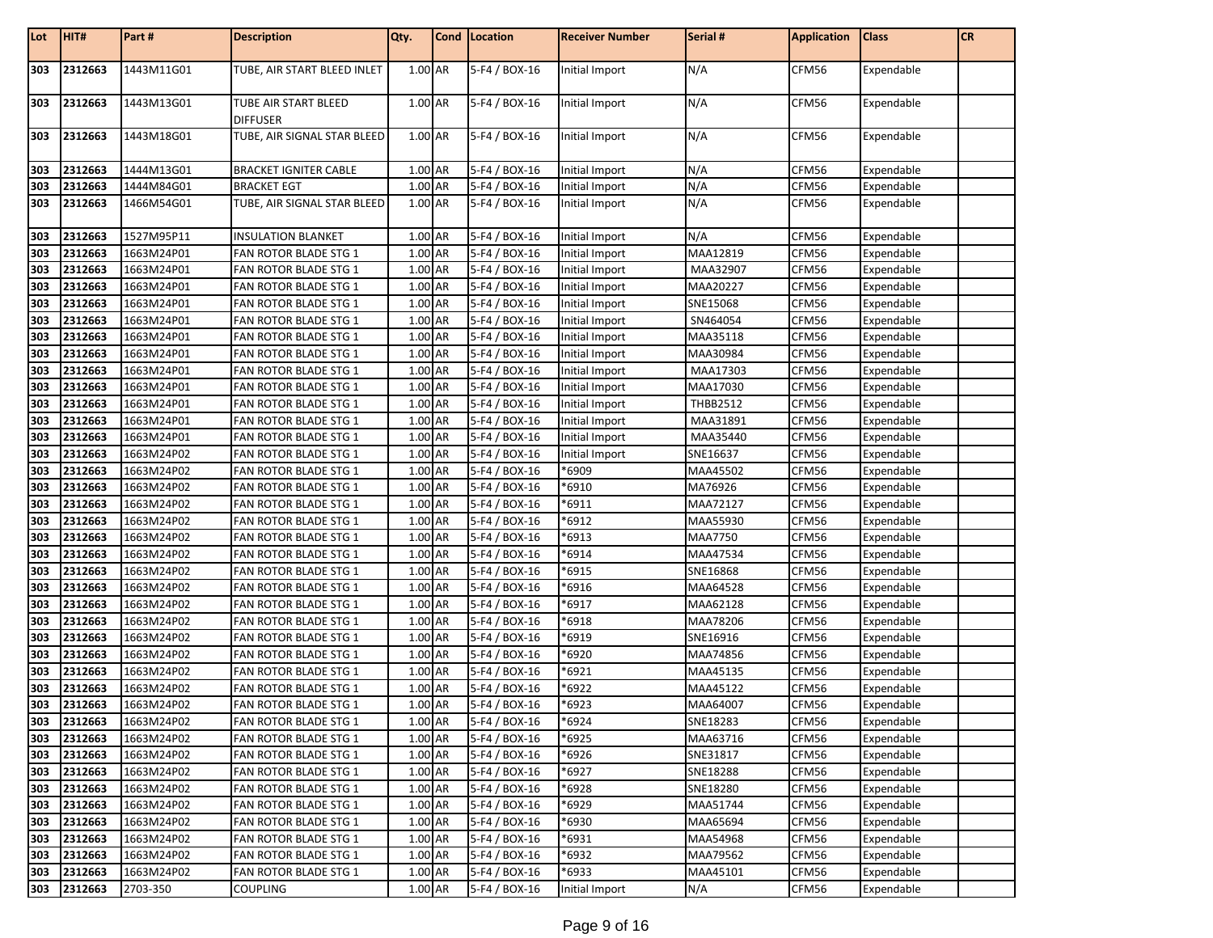| Lot | HIT# | Part # | Description | Qty. | Cond | Location | Receiver Number | Serial # | Application | Class | CR |
|---|---|---|---|---|---|---|---|---|---|---|---|
| 303 | 2312663 | 1443M11G01 | TUBE, AIR START BLEED INLET | 1.00 | AR | 5-F4 / BOX-16 | Initial Import | N/A | CFM56 | Expendable | |
| 303 | 2312663 | 1443M13G01 | TUBE AIR START BLEED DIFFUSER | 1.00 | AR | 5-F4 / BOX-16 | Initial Import | N/A | CFM56 | Expendable | |
| 303 | 2312663 | 1443M18G01 | TUBE, AIR SIGNAL STAR BLEED | 1.00 | AR | 5-F4 / BOX-16 | Initial Import | N/A | CFM56 | Expendable | |
| 303 | 2312663 | 1444M13G01 | BRACKET IGNITER CABLE | 1.00 | AR | 5-F4 / BOX-16 | Initial Import | N/A | CFM56 | Expendable | |
| 303 | 2312663 | 1444M84G01 | BRACKET EGT | 1.00 | AR | 5-F4 / BOX-16 | Initial Import | N/A | CFM56 | Expendable | |
| 303 | 2312663 | 1466M54G01 | TUBE, AIR SIGNAL STAR BLEED | 1.00 | AR | 5-F4 / BOX-16 | Initial Import | N/A | CFM56 | Expendable | |
| 303 | 2312663 | 1527M95P11 | INSULATION BLANKET | 1.00 | AR | 5-F4 / BOX-16 | Initial Import | N/A | CFM56 | Expendable | |
| 303 | 2312663 | 1663M24P01 | FAN ROTOR BLADE STG 1 | 1.00 | AR | 5-F4 / BOX-16 | Initial Import | MAA12819 | CFM56 | Expendable | |
| 303 | 2312663 | 1663M24P01 | FAN ROTOR BLADE STG 1 | 1.00 | AR | 5-F4 / BOX-16 | Initial Import | MAA32907 | CFM56 | Expendable | |
| 303 | 2312663 | 1663M24P01 | FAN ROTOR BLADE STG 1 | 1.00 | AR | 5-F4 / BOX-16 | Initial Import | MAA20227 | CFM56 | Expendable | |
| 303 | 2312663 | 1663M24P01 | FAN ROTOR BLADE STG 1 | 1.00 | AR | 5-F4 / BOX-16 | Initial Import | SNE15068 | CFM56 | Expendable | |
| 303 | 2312663 | 1663M24P01 | FAN ROTOR BLADE STG 1 | 1.00 | AR | 5-F4 / BOX-16 | Initial Import | SN464054 | CFM56 | Expendable | |
| 303 | 2312663 | 1663M24P01 | FAN ROTOR BLADE STG 1 | 1.00 | AR | 5-F4 / BOX-16 | Initial Import | MAA35118 | CFM56 | Expendable | |
| 303 | 2312663 | 1663M24P01 | FAN ROTOR BLADE STG 1 | 1.00 | AR | 5-F4 / BOX-16 | Initial Import | MAA30984 | CFM56 | Expendable | |
| 303 | 2312663 | 1663M24P01 | FAN ROTOR BLADE STG 1 | 1.00 | AR | 5-F4 / BOX-16 | Initial Import | MAA17303 | CFM56 | Expendable | |
| 303 | 2312663 | 1663M24P01 | FAN ROTOR BLADE STG 1 | 1.00 | AR | 5-F4 / BOX-16 | Initial Import | MAA17030 | CFM56 | Expendable | |
| 303 | 2312663 | 1663M24P01 | FAN ROTOR BLADE STG 1 | 1.00 | AR | 5-F4 / BOX-16 | Initial Import | THBB2512 | CFM56 | Expendable | |
| 303 | 2312663 | 1663M24P01 | FAN ROTOR BLADE STG 1 | 1.00 | AR | 5-F4 / BOX-16 | Initial Import | MAA31891 | CFM56 | Expendable | |
| 303 | 2312663 | 1663M24P01 | FAN ROTOR BLADE STG 1 | 1.00 | AR | 5-F4 / BOX-16 | Initial Import | MAA35440 | CFM56 | Expendable | |
| 303 | 2312663 | 1663M24P02 | FAN ROTOR BLADE STG 1 | 1.00 | AR | 5-F4 / BOX-16 | Initial Import | SNE16637 | CFM56 | Expendable | |
| 303 | 2312663 | 1663M24P02 | FAN ROTOR BLADE STG 1 | 1.00 | AR | 5-F4 / BOX-16 | *6909 | MAA45502 | CFM56 | Expendable | |
| 303 | 2312663 | 1663M24P02 | FAN ROTOR BLADE STG 1 | 1.00 | AR | 5-F4 / BOX-16 | *6910 | MA76926 | CFM56 | Expendable | |
| 303 | 2312663 | 1663M24P02 | FAN ROTOR BLADE STG 1 | 1.00 | AR | 5-F4 / BOX-16 | *6911 | MAA72127 | CFM56 | Expendable | |
| 303 | 2312663 | 1663M24P02 | FAN ROTOR BLADE STG 1 | 1.00 | AR | 5-F4 / BOX-16 | *6912 | MAA55930 | CFM56 | Expendable | |
| 303 | 2312663 | 1663M24P02 | FAN ROTOR BLADE STG 1 | 1.00 | AR | 5-F4 / BOX-16 | *6913 | MAA7750 | CFM56 | Expendable | |
| 303 | 2312663 | 1663M24P02 | FAN ROTOR BLADE STG 1 | 1.00 | AR | 5-F4 / BOX-16 | *6914 | MAA47534 | CFM56 | Expendable | |
| 303 | 2312663 | 1663M24P02 | FAN ROTOR BLADE STG 1 | 1.00 | AR | 5-F4 / BOX-16 | *6915 | SNE16868 | CFM56 | Expendable | |
| 303 | 2312663 | 1663M24P02 | FAN ROTOR BLADE STG 1 | 1.00 | AR | 5-F4 / BOX-16 | *6916 | MAA64528 | CFM56 | Expendable | |
| 303 | 2312663 | 1663M24P02 | FAN ROTOR BLADE STG 1 | 1.00 | AR | 5-F4 / BOX-16 | *6917 | MAA62128 | CFM56 | Expendable | |
| 303 | 2312663 | 1663M24P02 | FAN ROTOR BLADE STG 1 | 1.00 | AR | 5-F4 / BOX-16 | *6918 | MAA78206 | CFM56 | Expendable | |
| 303 | 2312663 | 1663M24P02 | FAN ROTOR BLADE STG 1 | 1.00 | AR | 5-F4 / BOX-16 | *6919 | SNE16916 | CFM56 | Expendable | |
| 303 | 2312663 | 1663M24P02 | FAN ROTOR BLADE STG 1 | 1.00 | AR | 5-F4 / BOX-16 | *6920 | MAA74856 | CFM56 | Expendable | |
| 303 | 2312663 | 1663M24P02 | FAN ROTOR BLADE STG 1 | 1.00 | AR | 5-F4 / BOX-16 | *6921 | MAA45135 | CFM56 | Expendable | |
| 303 | 2312663 | 1663M24P02 | FAN ROTOR BLADE STG 1 | 1.00 | AR | 5-F4 / BOX-16 | *6922 | MAA45122 | CFM56 | Expendable | |
| 303 | 2312663 | 1663M24P02 | FAN ROTOR BLADE STG 1 | 1.00 | AR | 5-F4 / BOX-16 | *6923 | MAA64007 | CFM56 | Expendable | |
| 303 | 2312663 | 1663M24P02 | FAN ROTOR BLADE STG 1 | 1.00 | AR | 5-F4 / BOX-16 | *6924 | SNE18283 | CFM56 | Expendable | |
| 303 | 2312663 | 1663M24P02 | FAN ROTOR BLADE STG 1 | 1.00 | AR | 5-F4 / BOX-16 | *6925 | MAA63716 | CFM56 | Expendable | |
| 303 | 2312663 | 1663M24P02 | FAN ROTOR BLADE STG 1 | 1.00 | AR | 5-F4 / BOX-16 | *6926 | SNE31817 | CFM56 | Expendable | |
| 303 | 2312663 | 1663M24P02 | FAN ROTOR BLADE STG 1 | 1.00 | AR | 5-F4 / BOX-16 | *6927 | SNE18288 | CFM56 | Expendable | |
| 303 | 2312663 | 1663M24P02 | FAN ROTOR BLADE STG 1 | 1.00 | AR | 5-F4 / BOX-16 | *6928 | SNE18280 | CFM56 | Expendable | |
| 303 | 2312663 | 1663M24P02 | FAN ROTOR BLADE STG 1 | 1.00 | AR | 5-F4 / BOX-16 | *6929 | MAA51744 | CFM56 | Expendable | |
| 303 | 2312663 | 1663M24P02 | FAN ROTOR BLADE STG 1 | 1.00 | AR | 5-F4 / BOX-16 | *6930 | MAA65694 | CFM56 | Expendable | |
| 303 | 2312663 | 1663M24P02 | FAN ROTOR BLADE STG 1 | 1.00 | AR | 5-F4 / BOX-16 | *6931 | MAA54968 | CFM56 | Expendable | |
| 303 | 2312663 | 1663M24P02 | FAN ROTOR BLADE STG 1 | 1.00 | AR | 5-F4 / BOX-16 | *6932 | MAA79562 | CFM56 | Expendable | |
| 303 | 2312663 | 1663M24P02 | FAN ROTOR BLADE STG 1 | 1.00 | AR | 5-F4 / BOX-16 | *6933 | MAA45101 | CFM56 | Expendable | |
| 303 | 2312663 | 2703-350 | COUPLING | 1.00 | AR | 5-F4 / BOX-16 | Initial Import | N/A | CFM56 | Expendable | |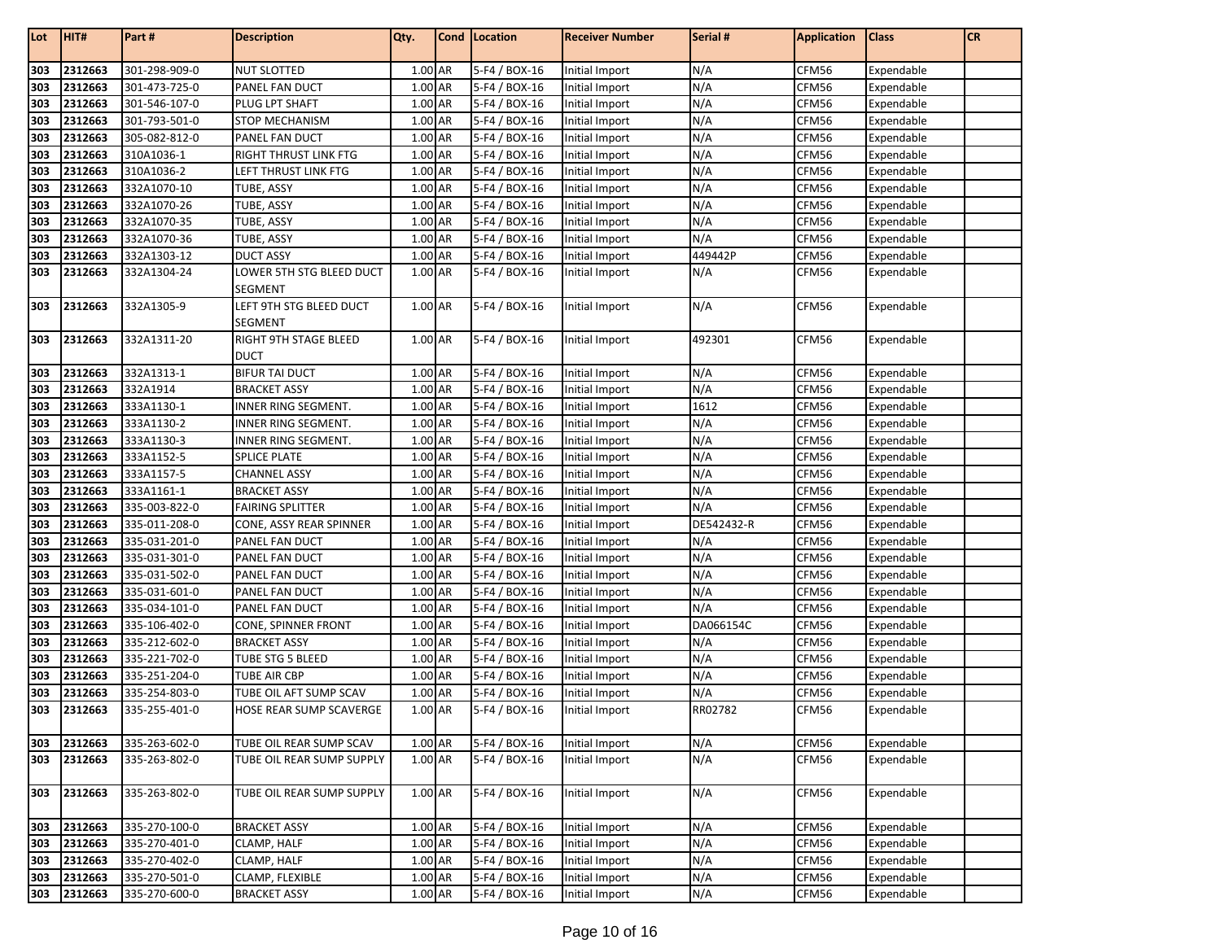| Lot | HIT# | Part # | Description | Qty. | Cond | Location | Receiver Number | Serial # | Application | Class | CR |
|---|---|---|---|---|---|---|---|---|---|---|---|
| 303 | 2312663 | 301-298-909-0 | NUT SLOTTED | 1.00 | AR | 5-F4 / BOX-16 | Initial Import | N/A | CFM56 | Expendable | |
| 303 | 2312663 | 301-473-725-0 | PANEL FAN DUCT | 1.00 | AR | 5-F4 / BOX-16 | Initial Import | N/A | CFM56 | Expendable | |
| 303 | 2312663 | 301-546-107-0 | PLUG LPT SHAFT | 1.00 | AR | 5-F4 / BOX-16 | Initial Import | N/A | CFM56 | Expendable | |
| 303 | 2312663 | 301-793-501-0 | STOP MECHANISM | 1.00 | AR | 5-F4 / BOX-16 | Initial Import | N/A | CFM56 | Expendable | |
| 303 | 2312663 | 305-082-812-0 | PANEL FAN DUCT | 1.00 | AR | 5-F4 / BOX-16 | Initial Import | N/A | CFM56 | Expendable | |
| 303 | 2312663 | 310A1036-1 | RIGHT THRUST LINK FTG | 1.00 | AR | 5-F4 / BOX-16 | Initial Import | N/A | CFM56 | Expendable | |
| 303 | 2312663 | 310A1036-2 | LEFT THRUST LINK FTG | 1.00 | AR | 5-F4 / BOX-16 | Initial Import | N/A | CFM56 | Expendable | |
| 303 | 2312663 | 332A1070-10 | TUBE, ASSY | 1.00 | AR | 5-F4 / BOX-16 | Initial Import | N/A | CFM56 | Expendable | |
| 303 | 2312663 | 332A1070-26 | TUBE, ASSY | 1.00 | AR | 5-F4 / BOX-16 | Initial Import | N/A | CFM56 | Expendable | |
| 303 | 2312663 | 332A1070-35 | TUBE, ASSY | 1.00 | AR | 5-F4 / BOX-16 | Initial Import | N/A | CFM56 | Expendable | |
| 303 | 2312663 | 332A1070-36 | TUBE, ASSY | 1.00 | AR | 5-F4 / BOX-16 | Initial Import | N/A | CFM56 | Expendable | |
| 303 | 2312663 | 332A1303-12 | DUCT ASSY | 1.00 | AR | 5-F4 / BOX-16 | Initial Import | 449442P | CFM56 | Expendable | |
| 303 | 2312663 | 332A1304-24 | LOWER 5TH STG BLEED DUCT SEGMENT | 1.00 | AR | 5-F4 / BOX-16 | Initial Import | N/A | CFM56 | Expendable | |
| 303 | 2312663 | 332A1305-9 | LEFT 9TH STG BLEED DUCT SEGMENT | 1.00 | AR | 5-F4 / BOX-16 | Initial Import | N/A | CFM56 | Expendable | |
| 303 | 2312663 | 332A1311-20 | RIGHT 9TH STAGE BLEED DUCT | 1.00 | AR | 5-F4 / BOX-16 | Initial Import | 492301 | CFM56 | Expendable | |
| 303 | 2312663 | 332A1313-1 | BIFUR TAI DUCT | 1.00 | AR | 5-F4 / BOX-16 | Initial Import | N/A | CFM56 | Expendable | |
| 303 | 2312663 | 332A1914 | BRACKET ASSY | 1.00 | AR | 5-F4 / BOX-16 | Initial Import | N/A | CFM56 | Expendable | |
| 303 | 2312663 | 333A1130-1 | INNER RING SEGMENT. | 1.00 | AR | 5-F4 / BOX-16 | Initial Import | 1612 | CFM56 | Expendable | |
| 303 | 2312663 | 333A1130-2 | INNER RING SEGMENT. | 1.00 | AR | 5-F4 / BOX-16 | Initial Import | N/A | CFM56 | Expendable | |
| 303 | 2312663 | 333A1130-3 | INNER RING SEGMENT. | 1.00 | AR | 5-F4 / BOX-16 | Initial Import | N/A | CFM56 | Expendable | |
| 303 | 2312663 | 333A1152-5 | SPLICE PLATE | 1.00 | AR | 5-F4 / BOX-16 | Initial Import | N/A | CFM56 | Expendable | |
| 303 | 2312663 | 333A1157-5 | CHANNEL ASSY | 1.00 | AR | 5-F4 / BOX-16 | Initial Import | N/A | CFM56 | Expendable | |
| 303 | 2312663 | 333A1161-1 | BRACKET ASSY | 1.00 | AR | 5-F4 / BOX-16 | Initial Import | N/A | CFM56 | Expendable | |
| 303 | 2312663 | 335-003-822-0 | FAIRING SPLITTER | 1.00 | AR | 5-F4 / BOX-16 | Initial Import | N/A | CFM56 | Expendable | |
| 303 | 2312663 | 335-011-208-0 | CONE, ASSY REAR SPINNER | 1.00 | AR | 5-F4 / BOX-16 | Initial Import | DE542432-R | CFM56 | Expendable | |
| 303 | 2312663 | 335-031-201-0 | PANEL FAN DUCT | 1.00 | AR | 5-F4 / BOX-16 | Initial Import | N/A | CFM56 | Expendable | |
| 303 | 2312663 | 335-031-301-0 | PANEL FAN DUCT | 1.00 | AR | 5-F4 / BOX-16 | Initial Import | N/A | CFM56 | Expendable | |
| 303 | 2312663 | 335-031-502-0 | PANEL FAN DUCT | 1.00 | AR | 5-F4 / BOX-16 | Initial Import | N/A | CFM56 | Expendable | |
| 303 | 2312663 | 335-031-601-0 | PANEL FAN DUCT | 1.00 | AR | 5-F4 / BOX-16 | Initial Import | N/A | CFM56 | Expendable | |
| 303 | 2312663 | 335-034-101-0 | PANEL FAN DUCT | 1.00 | AR | 5-F4 / BOX-16 | Initial Import | N/A | CFM56 | Expendable | |
| 303 | 2312663 | 335-106-402-0 | CONE, SPINNER FRONT | 1.00 | AR | 5-F4 / BOX-16 | Initial Import | DA066154C | CFM56 | Expendable | |
| 303 | 2312663 | 335-212-602-0 | BRACKET ASSY | 1.00 | AR | 5-F4 / BOX-16 | Initial Import | N/A | CFM56 | Expendable | |
| 303 | 2312663 | 335-221-702-0 | TUBE STG 5 BLEED | 1.00 | AR | 5-F4 / BOX-16 | Initial Import | N/A | CFM56 | Expendable | |
| 303 | 2312663 | 335-251-204-0 | TUBE AIR CBP | 1.00 | AR | 5-F4 / BOX-16 | Initial Import | N/A | CFM56 | Expendable | |
| 303 | 2312663 | 335-254-803-0 | TUBE OIL AFT SUMP SCAV | 1.00 | AR | 5-F4 / BOX-16 | Initial Import | N/A | CFM56 | Expendable | |
| 303 | 2312663 | 335-255-401-0 | HOSE REAR SUMP SCAVERGE | 1.00 | AR | 5-F4 / BOX-16 | Initial Import | RR02782 | CFM56 | Expendable | |
| 303 | 2312663 | 335-263-602-0 | TUBE OIL REAR SUMP SCAV | 1.00 | AR | 5-F4 / BOX-16 | Initial Import | N/A | CFM56 | Expendable | |
| 303 | 2312663 | 335-263-802-0 | TUBE OIL REAR SUMP SUPPLY | 1.00 | AR | 5-F4 / BOX-16 | Initial Import | N/A | CFM56 | Expendable | |
| 303 | 2312663 | 335-263-802-0 | TUBE OIL REAR SUMP SUPPLY | 1.00 | AR | 5-F4 / BOX-16 | Initial Import | N/A | CFM56 | Expendable | |
| 303 | 2312663 | 335-270-100-0 | BRACKET ASSY | 1.00 | AR | 5-F4 / BOX-16 | Initial Import | N/A | CFM56 | Expendable | |
| 303 | 2312663 | 335-270-401-0 | CLAMP, HALF | 1.00 | AR | 5-F4 / BOX-16 | Initial Import | N/A | CFM56 | Expendable | |
| 303 | 2312663 | 335-270-402-0 | CLAMP, HALF | 1.00 | AR | 5-F4 / BOX-16 | Initial Import | N/A | CFM56 | Expendable | |
| 303 | 2312663 | 335-270-501-0 | CLAMP, FLEXIBLE | 1.00 | AR | 5-F4 / BOX-16 | Initial Import | N/A | CFM56 | Expendable | |
| 303 | 2312663 | 335-270-600-0 | BRACKET ASSY | 1.00 | AR | 5-F4 / BOX-16 | Initial Import | N/A | CFM56 | Expendable | |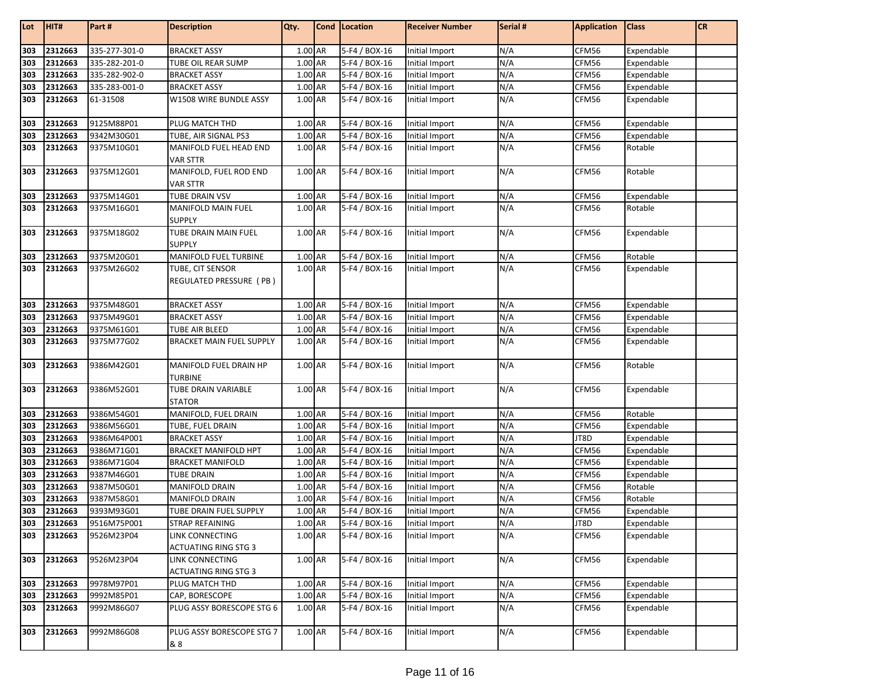| Lot | HIT# | Part # | Description | Qty. | Cond | Location | Receiver Number | Serial # | Application | Class | CR |
|---|---|---|---|---|---|---|---|---|---|---|---|
| 303 | 2312663 | 335-277-301-0 | BRACKET ASSY | 1.00 | AR | 5-F4 / BOX-16 | Initial Import | N/A | CFM56 | Expendable | |
| 303 | 2312663 | 335-282-201-0 | TUBE OIL REAR SUMP | 1.00 | AR | 5-F4 / BOX-16 | Initial Import | N/A | CFM56 | Expendable | |
| 303 | 2312663 | 335-282-902-0 | BRACKET ASSY | 1.00 | AR | 5-F4 / BOX-16 | Initial Import | N/A | CFM56 | Expendable | |
| 303 | 2312663 | 335-283-001-0 | BRACKET ASSY | 1.00 | AR | 5-F4 / BOX-16 | Initial Import | N/A | CFM56 | Expendable | |
| 303 | 2312663 | 61-31508 | W1508 WIRE BUNDLE ASSY | 1.00 | AR | 5-F4 / BOX-16 | Initial Import | N/A | CFM56 | Expendable | |
| 303 | 2312663 | 9125M88P01 | PLUG MATCH THD | 1.00 | AR | 5-F4 / BOX-16 | Initial Import | N/A | CFM56 | Expendable | |
| 303 | 2312663 | 9342M30G01 | TUBE, AIR SIGNAL PS3 | 1.00 | AR | 5-F4 / BOX-16 | Initial Import | N/A | CFM56 | Expendable | |
| 303 | 2312663 | 9375M10G01 | MANIFOLD FUEL HEAD END VAR STTR | 1.00 | AR | 5-F4 / BOX-16 | Initial Import | N/A | CFM56 | Rotable | |
| 303 | 2312663 | 9375M12G01 | MANIFOLD, FUEL ROD END VAR STTR | 1.00 | AR | 5-F4 / BOX-16 | Initial Import | N/A | CFM56 | Rotable | |
| 303 | 2312663 | 9375M14G01 | TUBE DRAIN VSV | 1.00 | AR | 5-F4 / BOX-16 | Initial Import | N/A | CFM56 | Expendable | |
| 303 | 2312663 | 9375M16G01 | MANIFOLD MAIN FUEL SUPPLY | 1.00 | AR | 5-F4 / BOX-16 | Initial Import | N/A | CFM56 | Rotable | |
| 303 | 2312663 | 9375M18G02 | TUBE DRAIN MAIN FUEL SUPPLY | 1.00 | AR | 5-F4 / BOX-16 | Initial Import | N/A | CFM56 | Expendable | |
| 303 | 2312663 | 9375M20G01 | MANIFOLD FUEL TURBINE | 1.00 | AR | 5-F4 / BOX-16 | Initial Import | N/A | CFM56 | Rotable | |
| 303 | 2312663 | 9375M26G02 | TUBE, CIT SENSOR REGULATED PRESSURE ( PB ) | 1.00 | AR | 5-F4 / BOX-16 | Initial Import | N/A | CFM56 | Expendable | |
| 303 | 2312663 | 9375M48G01 | BRACKET ASSY | 1.00 | AR | 5-F4 / BOX-16 | Initial Import | N/A | CFM56 | Expendable | |
| 303 | 2312663 | 9375M49G01 | BRACKET ASSY | 1.00 | AR | 5-F4 / BOX-16 | Initial Import | N/A | CFM56 | Expendable | |
| 303 | 2312663 | 9375M61G01 | TUBE AIR BLEED | 1.00 | AR | 5-F4 / BOX-16 | Initial Import | N/A | CFM56 | Expendable | |
| 303 | 2312663 | 9375M77G02 | BRACKET MAIN FUEL SUPPLY | 1.00 | AR | 5-F4 / BOX-16 | Initial Import | N/A | CFM56 | Expendable | |
| 303 | 2312663 | 9386M42G01 | MANIFOLD FUEL DRAIN HP TURBINE | 1.00 | AR | 5-F4 / BOX-16 | Initial Import | N/A | CFM56 | Rotable | |
| 303 | 2312663 | 9386M52G01 | TUBE DRAIN VARIABLE STATOR | 1.00 | AR | 5-F4 / BOX-16 | Initial Import | N/A | CFM56 | Expendable | |
| 303 | 2312663 | 9386M54G01 | MANIFOLD, FUEL DRAIN | 1.00 | AR | 5-F4 / BOX-16 | Initial Import | N/A | CFM56 | Rotable | |
| 303 | 2312663 | 9386M56G01 | TUBE, FUEL DRAIN | 1.00 | AR | 5-F4 / BOX-16 | Initial Import | N/A | CFM56 | Expendable | |
| 303 | 2312663 | 9386M64P001 | BRACKET ASSY | 1.00 | AR | 5-F4 / BOX-16 | Initial Import | N/A | JT8D | Expendable | |
| 303 | 2312663 | 9386M71G01 | BRACKET MANIFOLD HPT | 1.00 | AR | 5-F4 / BOX-16 | Initial Import | N/A | CFM56 | Expendable | |
| 303 | 2312663 | 9386M71G04 | BRACKET MANIFOLD | 1.00 | AR | 5-F4 / BOX-16 | Initial Import | N/A | CFM56 | Expendable | |
| 303 | 2312663 | 9387M46G01 | TUBE DRAIN | 1.00 | AR | 5-F4 / BOX-16 | Initial Import | N/A | CFM56 | Expendable | |
| 303 | 2312663 | 9387M50G01 | MANIFOLD DRAIN | 1.00 | AR | 5-F4 / BOX-16 | Initial Import | N/A | CFM56 | Rotable | |
| 303 | 2312663 | 9387M58G01 | MANIFOLD DRAIN | 1.00 | AR | 5-F4 / BOX-16 | Initial Import | N/A | CFM56 | Rotable | |
| 303 | 2312663 | 9393M93G01 | TUBE DRAIN FUEL SUPPLY | 1.00 | AR | 5-F4 / BOX-16 | Initial Import | N/A | CFM56 | Expendable | |
| 303 | 2312663 | 9516M75P001 | STRAP REFAINING | 1.00 | AR | 5-F4 / BOX-16 | Initial Import | N/A | JT8D | Expendable | |
| 303 | 2312663 | 9526M23P04 | LINK CONNECTING ACTUATING RING STG 3 | 1.00 | AR | 5-F4 / BOX-16 | Initial Import | N/A | CFM56 | Expendable | |
| 303 | 2312663 | 9526M23P04 | LINK CONNECTING ACTUATING RING STG 3 | 1.00 | AR | 5-F4 / BOX-16 | Initial Import | N/A | CFM56 | Expendable | |
| 303 | 2312663 | 9978M97P01 | PLUG MATCH THD | 1.00 | AR | 5-F4 / BOX-16 | Initial Import | N/A | CFM56 | Expendable | |
| 303 | 2312663 | 9992M85P01 | CAP, BORESCOPE | 1.00 | AR | 5-F4 / BOX-16 | Initial Import | N/A | CFM56 | Expendable | |
| 303 | 2312663 | 9992M86G07 | PLUG ASSY BORESCOPE STG 6 | 1.00 | AR | 5-F4 / BOX-16 | Initial Import | N/A | CFM56 | Expendable | |
| 303 | 2312663 | 9992M86G08 | PLUG ASSY BORESCOPE STG 7 & 8 | 1.00 | AR | 5-F4 / BOX-16 | Initial Import | N/A | CFM56 | Expendable | |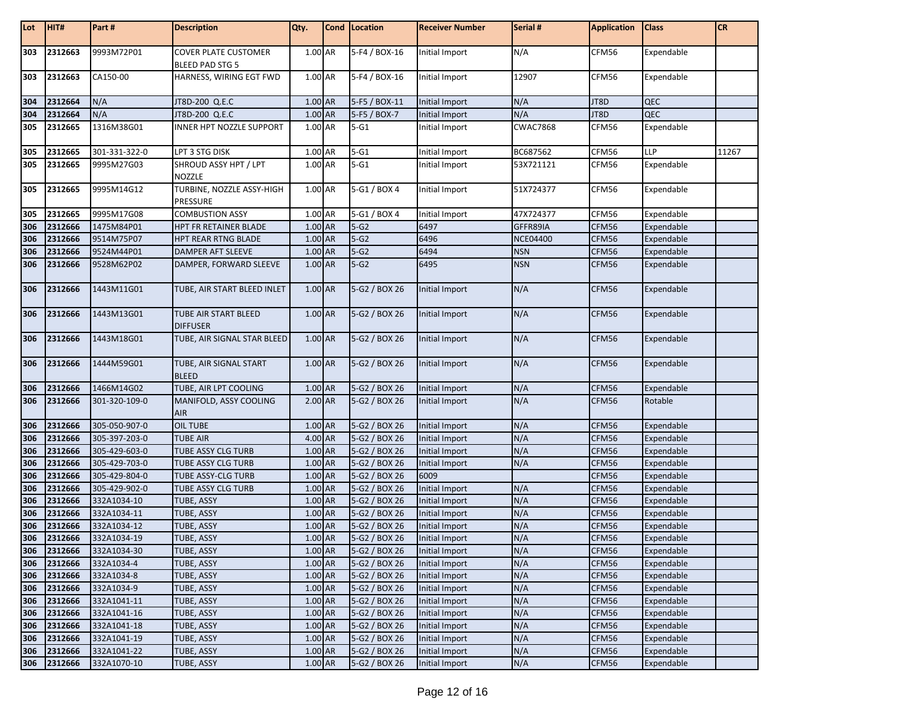| Lot | HIT# | Part # | Description | Qty. | Cond | Location | Receiver Number | Serial # | Application | Class | CR |
|---|---|---|---|---|---|---|---|---|---|---|---|
| 303 | 2312663 | 9993M72P01 | COVER PLATE CUSTOMER BLEED PAD STG 5 | 1.00 | AR | 5-F4 / BOX-16 | Initial Import | N/A | CFM56 | Expendable | |
| 303 | 2312663 | CA150-00 | HARNESS, WIRING EGT FWD | 1.00 | AR | 5-F4 / BOX-16 | Initial Import | 12907 | CFM56 | Expendable | |
| 304 | 2312664 | N/A | JT8D-200 Q.E.C | 1.00 | AR | 5-F5 / BOX-11 | Initial Import | N/A | JT8D | QEC | |
| 304 | 2312664 | N/A | JT8D-200 Q.E.C | 1.00 | AR | 5-F5 / BOX-7 | Initial Import | N/A | JT8D | QEC | |
| 305 | 2312665 | 1316M38G01 | INNER HPT NOZZLE SUPPORT | 1.00 | AR | 5-G1 | Initial Import | CWAC7868 | CFM56 | Expendable | |
| 305 | 2312665 | 301-331-322-0 | LPT 3 STG DISK | 1.00 | AR | 5-G1 | Initial Import | BC687562 | CFM56 | LLP | 11267 |
| 305 | 2312665 | 9995M27G03 | SHROUD ASSY HPT / LPT NOZZLE | 1.00 | AR | 5-G1 | Initial Import | 53X721121 | CFM56 | Expendable | |
| 305 | 2312665 | 9995M14G12 | TURBINE, NOZZLE ASSY-HIGH PRESSURE | 1.00 | AR | 5-G1 / BOX 4 | Initial Import | 51X724377 | CFM56 | Expendable | |
| 305 | 2312665 | 9995M17G08 | COMBUSTION ASSY | 1.00 | AR | 5-G1 / BOX 4 | Initial Import | 47X724377 | CFM56 | Expendable | |
| 306 | 2312666 | 1475M84P01 | HPT FR RETAINER BLADE | 1.00 | AR | 5-G2 | 6497 | GFFR89IA | CFM56 | Expendable | |
| 306 | 2312666 | 9514M75P07 | HPT REAR RTNG BLADE | 1.00 | AR | 5-G2 | 6496 | NCE04400 | CFM56 | Expendable | |
| 306 | 2312666 | 9524M44P01 | DAMPER AFT SLEEVE | 1.00 | AR | 5-G2 | 6494 | NSN | CFM56 | Expendable | |
| 306 | 2312666 | 9528M62P02 | DAMPER, FORWARD SLEEVE | 1.00 | AR | 5-G2 | 6495 | NSN | CFM56 | Expendable | |
| 306 | 2312666 | 1443M11G01 | TUBE, AIR START BLEED INLET | 1.00 | AR | 5-G2 / BOX 26 | Initial Import | N/A | CFM56 | Expendable | |
| 306 | 2312666 | 1443M13G01 | TUBE AIR START BLEED DIFFUSER | 1.00 | AR | 5-G2 / BOX 26 | Initial Import | N/A | CFM56 | Expendable | |
| 306 | 2312666 | 1443M18G01 | TUBE, AIR SIGNAL STAR BLEED | 1.00 | AR | 5-G2 / BOX 26 | Initial Import | N/A | CFM56 | Expendable | |
| 306 | 2312666 | 1444M59G01 | TUBE, AIR SIGNAL START BLEED | 1.00 | AR | 5-G2 / BOX 26 | Initial Import | N/A | CFM56 | Expendable | |
| 306 | 2312666 | 1466M14G02 | TUBE, AIR LPT COOLING | 1.00 | AR | 5-G2 / BOX 26 | Initial Import | N/A | CFM56 | Expendable | |
| 306 | 2312666 | 301-320-109-0 | MANIFOLD, ASSY COOLING AIR | 2.00 | AR | 5-G2 / BOX 26 | Initial Import | N/A | CFM56 | Rotable | |
| 306 | 2312666 | 305-050-907-0 | OIL TUBE | 1.00 | AR | 5-G2 / BOX 26 | Initial Import | N/A | CFM56 | Expendable | |
| 306 | 2312666 | 305-397-203-0 | TUBE AIR | 4.00 | AR | 5-G2 / BOX 26 | Initial Import | N/A | CFM56 | Expendable | |
| 306 | 2312666 | 305-429-603-0 | TUBE ASSY CLG TURB | 1.00 | AR | 5-G2 / BOX 26 | Initial Import | N/A | CFM56 | Expendable | |
| 306 | 2312666 | 305-429-703-0 | TUBE ASSY CLG TURB | 1.00 | AR | 5-G2 / BOX 26 | Initial Import | N/A | CFM56 | Expendable | |
| 306 | 2312666 | 305-429-804-0 | TUBE ASSY-CLG TURB | 1.00 | AR | 5-G2 / BOX 26 | 6009 | | CFM56 | Expendable | |
| 306 | 2312666 | 305-429-902-0 | TUBE ASSY CLG TURB | 1.00 | AR | 5-G2 / BOX 26 | Initial Import | N/A | CFM56 | Expendable | |
| 306 | 2312666 | 332A1034-10 | TUBE, ASSY | 1.00 | AR | 5-G2 / BOX 26 | Initial Import | N/A | CFM56 | Expendable | |
| 306 | 2312666 | 332A1034-11 | TUBE, ASSY | 1.00 | AR | 5-G2 / BOX 26 | Initial Import | N/A | CFM56 | Expendable | |
| 306 | 2312666 | 332A1034-12 | TUBE, ASSY | 1.00 | AR | 5-G2 / BOX 26 | Initial Import | N/A | CFM56 | Expendable | |
| 306 | 2312666 | 332A1034-19 | TUBE, ASSY | 1.00 | AR | 5-G2 / BOX 26 | Initial Import | N/A | CFM56 | Expendable | |
| 306 | 2312666 | 332A1034-30 | TUBE, ASSY | 1.00 | AR | 5-G2 / BOX 26 | Initial Import | N/A | CFM56 | Expendable | |
| 306 | 2312666 | 332A1034-4 | TUBE, ASSY | 1.00 | AR | 5-G2 / BOX 26 | Initial Import | N/A | CFM56 | Expendable | |
| 306 | 2312666 | 332A1034-8 | TUBE, ASSY | 1.00 | AR | 5-G2 / BOX 26 | Initial Import | N/A | CFM56 | Expendable | |
| 306 | 2312666 | 332A1034-9 | TUBE, ASSY | 1.00 | AR | 5-G2 / BOX 26 | Initial Import | N/A | CFM56 | Expendable | |
| 306 | 2312666 | 332A1041-11 | TUBE, ASSY | 1.00 | AR | 5-G2 / BOX 26 | Initial Import | N/A | CFM56 | Expendable | |
| 306 | 2312666 | 332A1041-16 | TUBE, ASSY | 1.00 | AR | 5-G2 / BOX 26 | Initial Import | N/A | CFM56 | Expendable | |
| 306 | 2312666 | 332A1041-18 | TUBE, ASSY | 1.00 | AR | 5-G2 / BOX 26 | Initial Import | N/A | CFM56 | Expendable | |
| 306 | 2312666 | 332A1041-19 | TUBE, ASSY | 1.00 | AR | 5-G2 / BOX 26 | Initial Import | N/A | CFM56 | Expendable | |
| 306 | 2312666 | 332A1041-22 | TUBE, ASSY | 1.00 | AR | 5-G2 / BOX 26 | Initial Import | N/A | CFM56 | Expendable | |
| 306 | 2312666 | 332A1070-10 | TUBE, ASSY | 1.00 | AR | 5-G2 / BOX 26 | Initial Import | N/A | CFM56 | Expendable | |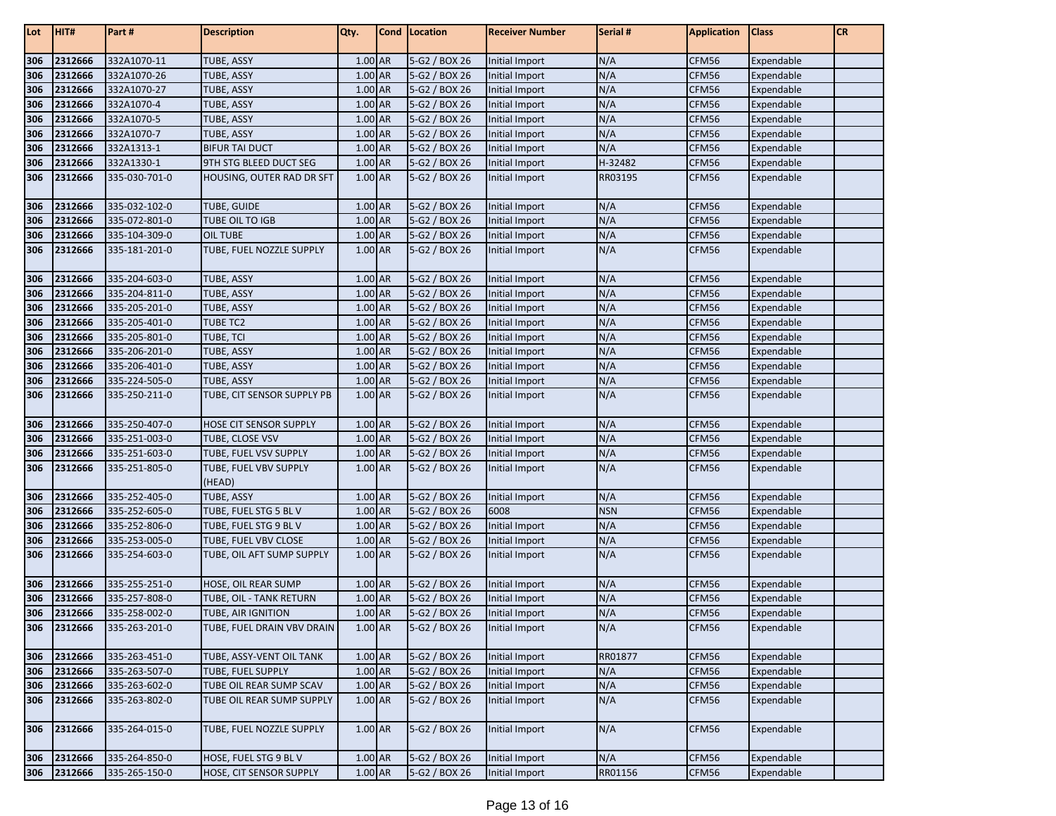| Lot | HIT# | Part # | Description | Qty. | Cond | Location | Receiver Number | Serial # | Application | Class | CR |
|---|---|---|---|---|---|---|---|---|---|---|---|
| 306 | 2312666 | 332A1070-11 | TUBE, ASSY | 1.00 | AR | 5-G2 / BOX 26 | Initial Import | N/A | CFM56 | Expendable | |
| 306 | 2312666 | 332A1070-26 | TUBE, ASSY | 1.00 | AR | 5-G2 / BOX 26 | Initial Import | N/A | CFM56 | Expendable | |
| 306 | 2312666 | 332A1070-27 | TUBE, ASSY | 1.00 | AR | 5-G2 / BOX 26 | Initial Import | N/A | CFM56 | Expendable | |
| 306 | 2312666 | 332A1070-4 | TUBE, ASSY | 1.00 | AR | 5-G2 / BOX 26 | Initial Import | N/A | CFM56 | Expendable | |
| 306 | 2312666 | 332A1070-5 | TUBE, ASSY | 1.00 | AR | 5-G2 / BOX 26 | Initial Import | N/A | CFM56 | Expendable | |
| 306 | 2312666 | 332A1070-7 | TUBE, ASSY | 1.00 | AR | 5-G2 / BOX 26 | Initial Import | N/A | CFM56 | Expendable | |
| 306 | 2312666 | 332A1313-1 | BIFUR TAI DUCT | 1.00 | AR | 5-G2 / BOX 26 | Initial Import | N/A | CFM56 | Expendable | |
| 306 | 2312666 | 332A1330-1 | 9TH STG BLEED DUCT SEG | 1.00 | AR | 5-G2 / BOX 26 | Initial Import | H-32482 | CFM56 | Expendable | |
| 306 | 2312666 | 335-030-701-0 | HOUSING, OUTER RAD DR SFT | 1.00 | AR | 5-G2 / BOX 26 | Initial Import | RR03195 | CFM56 | Expendable | |
| 306 | 2312666 | 335-032-102-0 | TUBE, GUIDE | 1.00 | AR | 5-G2 / BOX 26 | Initial Import | N/A | CFM56 | Expendable | |
| 306 | 2312666 | 335-072-801-0 | TUBE OIL TO IGB | 1.00 | AR | 5-G2 / BOX 26 | Initial Import | N/A | CFM56 | Expendable | |
| 306 | 2312666 | 335-104-309-0 | OIL TUBE | 1.00 | AR | 5-G2 / BOX 26 | Initial Import | N/A | CFM56 | Expendable | |
| 306 | 2312666 | 335-181-201-0 | TUBE, FUEL NOZZLE SUPPLY | 1.00 | AR | 5-G2 / BOX 26 | Initial Import | N/A | CFM56 | Expendable | |
| 306 | 2312666 | 335-204-603-0 | TUBE, ASSY | 1.00 | AR | 5-G2 / BOX 26 | Initial Import | N/A | CFM56 | Expendable | |
| 306 | 2312666 | 335-204-811-0 | TUBE, ASSY | 1.00 | AR | 5-G2 / BOX 26 | Initial Import | N/A | CFM56 | Expendable | |
| 306 | 2312666 | 335-205-201-0 | TUBE, ASSY | 1.00 | AR | 5-G2 / BOX 26 | Initial Import | N/A | CFM56 | Expendable | |
| 306 | 2312666 | 335-205-401-0 | TUBE TC2 | 1.00 | AR | 5-G2 / BOX 26 | Initial Import | N/A | CFM56 | Expendable | |
| 306 | 2312666 | 335-205-801-0 | TUBE, TCI | 1.00 | AR | 5-G2 / BOX 26 | Initial Import | N/A | CFM56 | Expendable | |
| 306 | 2312666 | 335-206-201-0 | TUBE, ASSY | 1.00 | AR | 5-G2 / BOX 26 | Initial Import | N/A | CFM56 | Expendable | |
| 306 | 2312666 | 335-206-401-0 | TUBE, ASSY | 1.00 | AR | 5-G2 / BOX 26 | Initial Import | N/A | CFM56 | Expendable | |
| 306 | 2312666 | 335-224-505-0 | TUBE, ASSY | 1.00 | AR | 5-G2 / BOX 26 | Initial Import | N/A | CFM56 | Expendable | |
| 306 | 2312666 | 335-250-211-0 | TUBE, CIT SENSOR SUPPLY PB | 1.00 | AR | 5-G2 / BOX 26 | Initial Import | N/A | CFM56 | Expendable | |
| 306 | 2312666 | 335-250-407-0 | HOSE CIT SENSOR SUPPLY | 1.00 | AR | 5-G2 / BOX 26 | Initial Import | N/A | CFM56 | Expendable | |
| 306 | 2312666 | 335-251-003-0 | TUBE, CLOSE VSV | 1.00 | AR | 5-G2 / BOX 26 | Initial Import | N/A | CFM56 | Expendable | |
| 306 | 2312666 | 335-251-603-0 | TUBE, FUEL VSV SUPPLY | 1.00 | AR | 5-G2 / BOX 26 | Initial Import | N/A | CFM56 | Expendable | |
| 306 | 2312666 | 335-251-805-0 | TUBE, FUEL VBV SUPPLY (HEAD) | 1.00 | AR | 5-G2 / BOX 26 | Initial Import | N/A | CFM56 | Expendable | |
| 306 | 2312666 | 335-252-405-0 | TUBE, ASSY | 1.00 | AR | 5-G2 / BOX 26 | Initial Import | N/A | CFM56 | Expendable | |
| 306 | 2312666 | 335-252-605-0 | TUBE, FUEL STG 5 BL V | 1.00 | AR | 5-G2 / BOX 26 | 6008 | NSN | CFM56 | Expendable | |
| 306 | 2312666 | 335-252-806-0 | TUBE, FUEL STG 9 BL V | 1.00 | AR | 5-G2 / BOX 26 | Initial Import | N/A | CFM56 | Expendable | |
| 306 | 2312666 | 335-253-005-0 | TUBE, FUEL VBV CLOSE | 1.00 | AR | 5-G2 / BOX 26 | Initial Import | N/A | CFM56 | Expendable | |
| 306 | 2312666 | 335-254-603-0 | TUBE, OIL AFT SUMP SUPPLY | 1.00 | AR | 5-G2 / BOX 26 | Initial Import | N/A | CFM56 | Expendable | |
| 306 | 2312666 | 335-255-251-0 | HOSE, OIL REAR SUMP | 1.00 | AR | 5-G2 / BOX 26 | Initial Import | N/A | CFM56 | Expendable | |
| 306 | 2312666 | 335-257-808-0 | TUBE, OIL - TANK RETURN | 1.00 | AR | 5-G2 / BOX 26 | Initial Import | N/A | CFM56 | Expendable | |
| 306 | 2312666 | 335-258-002-0 | TUBE, AIR IGNITION | 1.00 | AR | 5-G2 / BOX 26 | Initial Import | N/A | CFM56 | Expendable | |
| 306 | 2312666 | 335-263-201-0 | TUBE, FUEL DRAIN VBV DRAIN | 1.00 | AR | 5-G2 / BOX 26 | Initial Import | N/A | CFM56 | Expendable | |
| 306 | 2312666 | 335-263-451-0 | TUBE, ASSY-VENT OIL TANK | 1.00 | AR | 5-G2 / BOX 26 | Initial Import | RR01877 | CFM56 | Expendable | |
| 306 | 2312666 | 335-263-507-0 | TUBE, FUEL SUPPLY | 1.00 | AR | 5-G2 / BOX 26 | Initial Import | N/A | CFM56 | Expendable | |
| 306 | 2312666 | 335-263-602-0 | TUBE OIL REAR SUMP SCAV | 1.00 | AR | 5-G2 / BOX 26 | Initial Import | N/A | CFM56 | Expendable | |
| 306 | 2312666 | 335-263-802-0 | TUBE OIL REAR SUMP SUPPLY | 1.00 | AR | 5-G2 / BOX 26 | Initial Import | N/A | CFM56 | Expendable | |
| 306 | 2312666 | 335-264-015-0 | TUBE, FUEL NOZZLE SUPPLY | 1.00 | AR | 5-G2 / BOX 26 | Initial Import | N/A | CFM56 | Expendable | |
| 306 | 2312666 | 335-264-850-0 | HOSE, FUEL STG 9 BL V | 1.00 | AR | 5-G2 / BOX 26 | Initial Import | N/A | CFM56 | Expendable | |
| 306 | 2312666 | 335-265-150-0 | HOSE, CIT SENSOR SUPPLY | 1.00 | AR | 5-G2 / BOX 26 | Initial Import | RR01156 | CFM56 | Expendable | |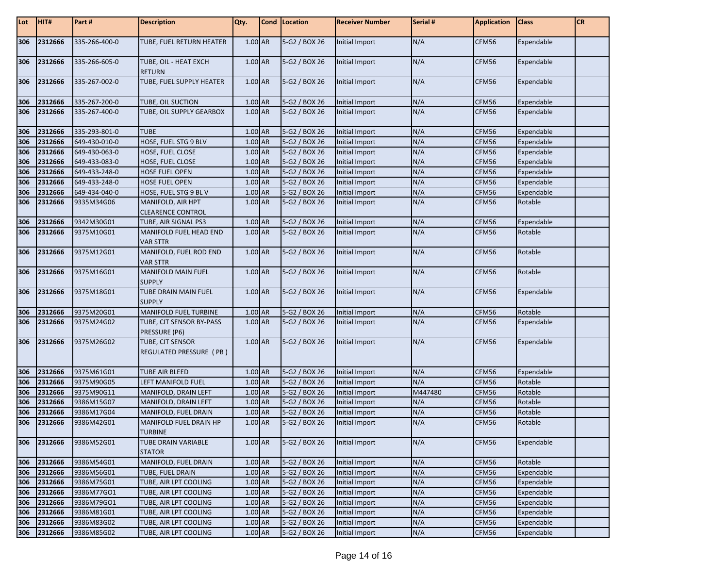| Lot | HIT# | Part # | Description | Qty. | Cond | Location | Receiver Number | Serial # | Application | Class | CR |
|---|---|---|---|---|---|---|---|---|---|---|---|
| 306 | 2312666 | 335-266-400-0 | TUBE, FUEL RETURN HEATER | 1.00 | AR | 5-G2 / BOX 26 | Initial Import | N/A | CFM56 | Expendable | |
| 306 | 2312666 | 335-266-605-0 | TUBE, OIL - HEAT EXCH RETURN | 1.00 | AR | 5-G2 / BOX 26 | Initial Import | N/A | CFM56 | Expendable | |
| 306 | 2312666 | 335-267-002-0 | TUBE, FUEL SUPPLY HEATER | 1.00 | AR | 5-G2 / BOX 26 | Initial Import | N/A | CFM56 | Expendable | |
| 306 | 2312666 | 335-267-200-0 | TUBE, OIL SUCTION | 1.00 | AR | 5-G2 / BOX 26 | Initial Import | N/A | CFM56 | Expendable | |
| 306 | 2312666 | 335-267-400-0 | TUBE, OIL SUPPLY GEARBOX | 1.00 | AR | 5-G2 / BOX 26 | Initial Import | N/A | CFM56 | Expendable | |
| 306 | 2312666 | 335-293-801-0 | TUBE | 1.00 | AR | 5-G2 / BOX 26 | Initial Import | N/A | CFM56 | Expendable | |
| 306 | 2312666 | 649-430-010-0 | HOSE, FUEL STG 9 BLV | 1.00 | AR | 5-G2 / BOX 26 | Initial Import | N/A | CFM56 | Expendable | |
| 306 | 2312666 | 649-430-063-0 | HOSE, FUEL CLOSE | 1.00 | AR | 5-G2 / BOX 26 | Initial Import | N/A | CFM56 | Expendable | |
| 306 | 2312666 | 649-433-083-0 | HOSE, FUEL CLOSE | 1.00 | AR | 5-G2 / BOX 26 | Initial Import | N/A | CFM56 | Expendable | |
| 306 | 2312666 | 649-433-248-0 | HOSE FUEL OPEN | 1.00 | AR | 5-G2 / BOX 26 | Initial Import | N/A | CFM56 | Expendable | |
| 306 | 2312666 | 649-433-248-0 | HOSE FUEL OPEN | 1.00 | AR | 5-G2 / BOX 26 | Initial Import | N/A | CFM56 | Expendable | |
| 306 | 2312666 | 649-434-040-0 | HOSE, FUEL STG 9 BL V | 1.00 | AR | 5-G2 / BOX 26 | Initial Import | N/A | CFM56 | Expendable | |
| 306 | 2312666 | 9335M34G06 | MANIFOLD, AIR HPT CLEARENCE CONTROL | 1.00 | AR | 5-G2 / BOX 26 | Initial Import | N/A | CFM56 | Rotable | |
| 306 | 2312666 | 9342M30G01 | TUBE, AIR SIGNAL PS3 | 1.00 | AR | 5-G2 / BOX 26 | Initial Import | N/A | CFM56 | Expendable | |
| 306 | 2312666 | 9375M10G01 | MANIFOLD FUEL HEAD END VAR STTR | 1.00 | AR | 5-G2 / BOX 26 | Initial Import | N/A | CFM56 | Rotable | |
| 306 | 2312666 | 9375M12G01 | MANIFOLD, FUEL ROD END VAR STTR | 1.00 | AR | 5-G2 / BOX 26 | Initial Import | N/A | CFM56 | Rotable | |
| 306 | 2312666 | 9375M16G01 | MANIFOLD MAIN FUEL SUPPLY | 1.00 | AR | 5-G2 / BOX 26 | Initial Import | N/A | CFM56 | Rotable | |
| 306 | 2312666 | 9375M18G01 | TUBE DRAIN MAIN FUEL SUPPLY | 1.00 | AR | 5-G2 / BOX 26 | Initial Import | N/A | CFM56 | Expendable | |
| 306 | 2312666 | 9375M20G01 | MANIFOLD FUEL TURBINE | 1.00 | AR | 5-G2 / BOX 26 | Initial Import | N/A | CFM56 | Rotable | |
| 306 | 2312666 | 9375M24G02 | TUBE, CIT SENSOR BY-PASS PRESSURE (P6) | 1.00 | AR | 5-G2 / BOX 26 | Initial Import | N/A | CFM56 | Expendable | |
| 306 | 2312666 | 9375M26G02 | TUBE, CIT SENSOR REGULATED PRESSURE ( PB ) | 1.00 | AR | 5-G2 / BOX 26 | Initial Import | N/A | CFM56 | Expendable | |
| 306 | 2312666 | 9375M61G01 | TUBE AIR BLEED | 1.00 | AR | 5-G2 / BOX 26 | Initial Import | N/A | CFM56 | Expendable | |
| 306 | 2312666 | 9375M90G05 | LEFT MANIFOLD FUEL | 1.00 | AR | 5-G2 / BOX 26 | Initial Import | N/A | CFM56 | Rotable | |
| 306 | 2312666 | 9375M90G11 | MANIFOLD, DRAIN LEFT | 1.00 | AR | 5-G2 / BOX 26 | Initial Import | M447480 | CFM56 | Rotable | |
| 306 | 2312666 | 9386M15G07 | MANIFOLD, DRAIN LEFT | 1.00 | AR | 5-G2 / BOX 26 | Initial Import | N/A | CFM56 | Rotable | |
| 306 | 2312666 | 9386M17G04 | MANIFOLD, FUEL DRAIN | 1.00 | AR | 5-G2 / BOX 26 | Initial Import | N/A | CFM56 | Rotable | |
| 306 | 2312666 | 9386M42G01 | MANIFOLD FUEL DRAIN HP TURBINE | 1.00 | AR | 5-G2 / BOX 26 | Initial Import | N/A | CFM56 | Rotable | |
| 306 | 2312666 | 9386M52G01 | TUBE DRAIN VARIABLE STATOR | 1.00 | AR | 5-G2 / BOX 26 | Initial Import | N/A | CFM56 | Expendable | |
| 306 | 2312666 | 9386M54G01 | MANIFOLD, FUEL DRAIN | 1.00 | AR | 5-G2 / BOX 26 | Initial Import | N/A | CFM56 | Rotable | |
| 306 | 2312666 | 9386M56G01 | TUBE, FUEL DRAIN | 1.00 | AR | 5-G2 / BOX 26 | Initial Import | N/A | CFM56 | Expendable | |
| 306 | 2312666 | 9386M75G01 | TUBE, AIR LPT COOLING | 1.00 | AR | 5-G2 / BOX 26 | Initial Import | N/A | CFM56 | Expendable | |
| 306 | 2312666 | 9386M77GO1 | TUBE, AIR LPT COOLING | 1.00 | AR | 5-G2 / BOX 26 | Initial Import | N/A | CFM56 | Expendable | |
| 306 | 2312666 | 9386M79GO1 | TUBE, AIR LPT COOLING | 1.00 | AR | 5-G2 / BOX 26 | Initial Import | N/A | CFM56 | Expendable | |
| 306 | 2312666 | 9386M81G01 | TUBE, AIR LPT COOLING | 1.00 | AR | 5-G2 / BOX 26 | Initial Import | N/A | CFM56 | Expendable | |
| 306 | 2312666 | 9386M83G02 | TUBE, AIR LPT COOLING | 1.00 | AR | 5-G2 / BOX 26 | Initial Import | N/A | CFM56 | Expendable | |
| 306 | 2312666 | 9386M85G02 | TUBE, AIR LPT COOLING | 1.00 | AR | 5-G2 / BOX 26 | Initial Import | N/A | CFM56 | Expendable | |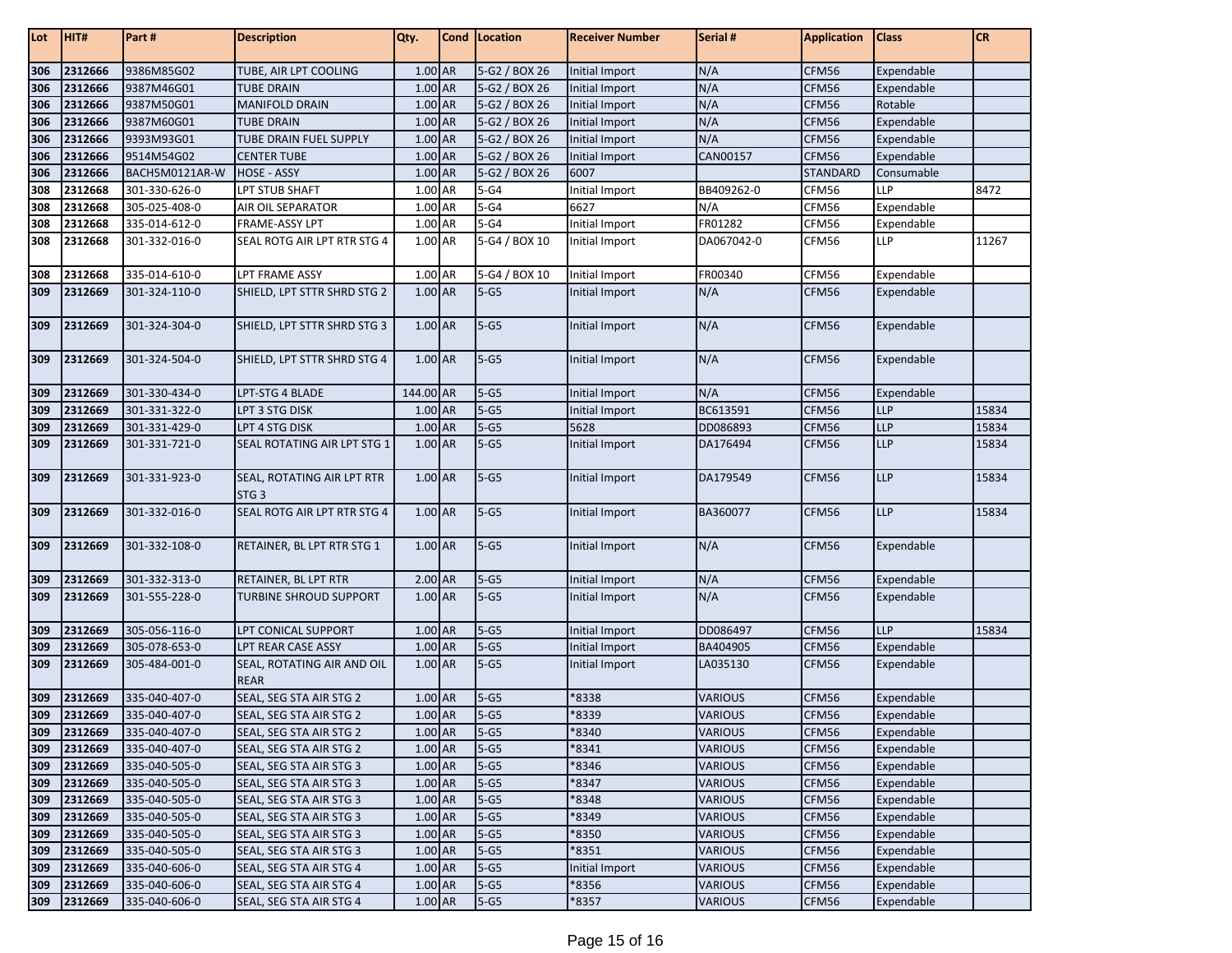| Lot | HIT# | Part # | Description | Qty. | Cond | Location | Receiver Number | Serial # | Application | Class | CR |
|---|---|---|---|---|---|---|---|---|---|---|---|
| 306 | 2312666 | 9386M85G02 | TUBE, AIR LPT COOLING | 1.00 | AR | 5-G2 / BOX 26 | Initial Import | N/A | CFM56 | Expendable | |
| 306 | 2312666 | 9387M46G01 | TUBE DRAIN | 1.00 | AR | 5-G2 / BOX 26 | Initial Import | N/A | CFM56 | Expendable | |
| 306 | 2312666 | 9387M50G01 | MANIFOLD DRAIN | 1.00 | AR | 5-G2 / BOX 26 | Initial Import | N/A | CFM56 | Rotable | |
| 306 | 2312666 | 9387M60G01 | TUBE DRAIN | 1.00 | AR | 5-G2 / BOX 26 | Initial Import | N/A | CFM56 | Expendable | |
| 306 | 2312666 | 9393M93G01 | TUBE DRAIN FUEL SUPPLY | 1.00 | AR | 5-G2 / BOX 26 | Initial Import | N/A | CFM56 | Expendable | |
| 306 | 2312666 | 9514M54G02 | CENTER TUBE | 1.00 | AR | 5-G2 / BOX 26 | Initial Import | CAN00157 | CFM56 | Expendable | |
| 306 | 2312666 | BACH5M0121AR-W | HOSE - ASSY | 1.00 | AR | 5-G2 / BOX 26 | 6007 | | STANDARD | Consumable | |
| 308 | 2312668 | 301-330-626-0 | LPT STUB SHAFT | 1.00 | AR | 5-G4 | Initial Import | BB409262-0 | CFM56 | LLP | 8472 |
| 308 | 2312668 | 305-025-408-0 | AIR OIL SEPARATOR | 1.00 | AR | 5-G4 | 6627 | N/A | CFM56 | Expendable | |
| 308 | 2312668 | 335-014-612-0 | FRAME-ASSY LPT | 1.00 | AR | 5-G4 | Initial Import | FR01282 | CFM56 | Expendable | |
| 308 | 2312668 | 301-332-016-0 | SEAL ROTG AIR LPT RTR STG 4 | 1.00 | AR | 5-G4 / BOX 10 | Initial Import | DA067042-0 | CFM56 | LLP | 11267 |
| 308 | 2312668 | 335-014-610-0 | LPT FRAME ASSY | 1.00 | AR | 5-G4 / BOX 10 | Initial Import | FR00340 | CFM56 | Expendable | |
| 309 | 2312669 | 301-324-110-0 | SHIELD, LPT STTR SHRD STG 2 | 1.00 | AR | 5-G5 | Initial Import | N/A | CFM56 | Expendable | |
| 309 | 2312669 | 301-324-304-0 | SHIELD, LPT STTR SHRD STG 3 | 1.00 | AR | 5-G5 | Initial Import | N/A | CFM56 | Expendable | |
| 309 | 2312669 | 301-324-504-0 | SHIELD, LPT STTR SHRD STG 4 | 1.00 | AR | 5-G5 | Initial Import | N/A | CFM56 | Expendable | |
| 309 | 2312669 | 301-330-434-0 | LPT-STG 4 BLADE | 144.00 | AR | 5-G5 | Initial Import | N/A | CFM56 | Expendable | |
| 309 | 2312669 | 301-331-322-0 | LPT 3 STG DISK | 1.00 | AR | 5-G5 | Initial Import | BC613591 | CFM56 | LLP | 15834 |
| 309 | 2312669 | 301-331-429-0 | LPT 4 STG DISK | 1.00 | AR | 5-G5 | 5628 | DD086893 | CFM56 | LLP | 15834 |
| 309 | 2312669 | 301-331-721-0 | SEAL ROTATING AIR LPT STG 1 | 1.00 | AR | 5-G5 | Initial Import | DA176494 | CFM56 | LLP | 15834 |
| 309 | 2312669 | 301-331-923-0 | SEAL, ROTATING AIR LPT RTR STG 3 | 1.00 | AR | 5-G5 | Initial Import | DA179549 | CFM56 | LLP | 15834 |
| 309 | 2312669 | 301-332-016-0 | SEAL ROTG AIR LPT RTR STG 4 | 1.00 | AR | 5-G5 | Initial Import | BA360077 | CFM56 | LLP | 15834 |
| 309 | 2312669 | 301-332-108-0 | RETAINER, BL LPT RTR STG 1 | 1.00 | AR | 5-G5 | Initial Import | N/A | CFM56 | Expendable | |
| 309 | 2312669 | 301-332-313-0 | RETAINER, BL LPT RTR | 2.00 | AR | 5-G5 | Initial Import | N/A | CFM56 | Expendable | |
| 309 | 2312669 | 301-555-228-0 | TURBINE SHROUD SUPPORT | 1.00 | AR | 5-G5 | Initial Import | N/A | CFM56 | Expendable | |
| 309 | 2312669 | 305-056-116-0 | LPT CONICAL SUPPORT | 1.00 | AR | 5-G5 | Initial Import | DD086497 | CFM56 | LLP | 15834 |
| 309 | 2312669 | 305-078-653-0 | LPT REAR CASE ASSY | 1.00 | AR | 5-G5 | Initial Import | BA404905 | CFM56 | Expendable | |
| 309 | 2312669 | 305-484-001-0 | SEAL, ROTATING AIR AND OIL REAR | 1.00 | AR | 5-G5 | Initial Import | LA035130 | CFM56 | Expendable | |
| 309 | 2312669 | 335-040-407-0 | SEAL, SEG STA AIR STG 2 | 1.00 | AR | 5-G5 | *8338 | VARIOUS | CFM56 | Expendable | |
| 309 | 2312669 | 335-040-407-0 | SEAL, SEG STA AIR STG 2 | 1.00 | AR | 5-G5 | *8339 | VARIOUS | CFM56 | Expendable | |
| 309 | 2312669 | 335-040-407-0 | SEAL, SEG STA AIR STG 2 | 1.00 | AR | 5-G5 | *8340 | VARIOUS | CFM56 | Expendable | |
| 309 | 2312669 | 335-040-407-0 | SEAL, SEG STA AIR STG 2 | 1.00 | AR | 5-G5 | *8341 | VARIOUS | CFM56 | Expendable | |
| 309 | 2312669 | 335-040-505-0 | SEAL, SEG STA AIR STG 3 | 1.00 | AR | 5-G5 | *8346 | VARIOUS | CFM56 | Expendable | |
| 309 | 2312669 | 335-040-505-0 | SEAL, SEG STA AIR STG 3 | 1.00 | AR | 5-G5 | *8347 | VARIOUS | CFM56 | Expendable | |
| 309 | 2312669 | 335-040-505-0 | SEAL, SEG STA AIR STG 3 | 1.00 | AR | 5-G5 | *8348 | VARIOUS | CFM56 | Expendable | |
| 309 | 2312669 | 335-040-505-0 | SEAL, SEG STA AIR STG 3 | 1.00 | AR | 5-G5 | *8349 | VARIOUS | CFM56 | Expendable | |
| 309 | 2312669 | 335-040-505-0 | SEAL, SEG STA AIR STG 3 | 1.00 | AR | 5-G5 | *8350 | VARIOUS | CFM56 | Expendable | |
| 309 | 2312669 | 335-040-505-0 | SEAL, SEG STA AIR STG 3 | 1.00 | AR | 5-G5 | *8351 | VARIOUS | CFM56 | Expendable | |
| 309 | 2312669 | 335-040-606-0 | SEAL, SEG STA AIR STG 4 | 1.00 | AR | 5-G5 | Initial Import | VARIOUS | CFM56 | Expendable | |
| 309 | 2312669 | 335-040-606-0 | SEAL, SEG STA AIR STG 4 | 1.00 | AR | 5-G5 | *8356 | VARIOUS | CFM56 | Expendable | |
| 309 | 2312669 | 335-040-606-0 | SEAL, SEG STA AIR STG 4 | 1.00 | AR | 5-G5 | *8357 | VARIOUS | CFM56 | Expendable | |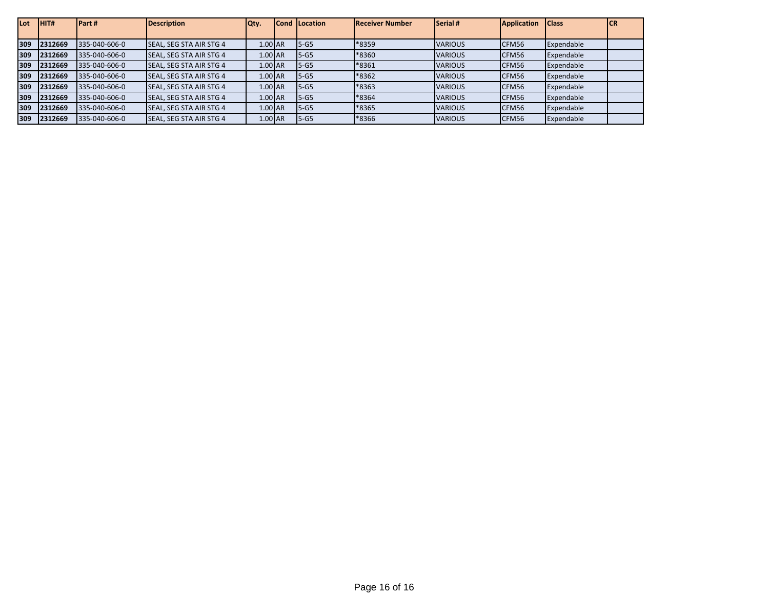| Lot | HIT# | Part # | Description | Qty. | Cond | Location | Receiver Number | Serial # | Application | Class | CR |
|---|---|---|---|---|---|---|---|---|---|---|---|
| 309 | 2312669 | 335-040-606-0 | SEAL, SEG STA AIR STG 4 | 1.00 | AR | 5-G5 | *8359 | VARIOUS | CFM56 | Expendable | |
| 309 | 2312669 | 335-040-606-0 | SEAL, SEG STA AIR STG 4 | 1.00 | AR | 5-G5 | *8360 | VARIOUS | CFM56 | Expendable | |
| 309 | 2312669 | 335-040-606-0 | SEAL, SEG STA AIR STG 4 | 1.00 | AR | 5-G5 | *8361 | VARIOUS | CFM56 | Expendable | |
| 309 | 2312669 | 335-040-606-0 | SEAL, SEG STA AIR STG 4 | 1.00 | AR | 5-G5 | *8362 | VARIOUS | CFM56 | Expendable | |
| 309 | 2312669 | 335-040-606-0 | SEAL, SEG STA AIR STG 4 | 1.00 | AR | 5-G5 | *8363 | VARIOUS | CFM56 | Expendable | |
| 309 | 2312669 | 335-040-606-0 | SEAL, SEG STA AIR STG 4 | 1.00 | AR | 5-G5 | *8364 | VARIOUS | CFM56 | Expendable | |
| 309 | 2312669 | 335-040-606-0 | SEAL, SEG STA AIR STG 4 | 1.00 | AR | 5-G5 | *8365 | VARIOUS | CFM56 | Expendable | |
| 309 | 2312669 | 335-040-606-0 | SEAL, SEG STA AIR STG 4 | 1.00 | AR | 5-G5 | *8366 | VARIOUS | CFM56 | Expendable | |